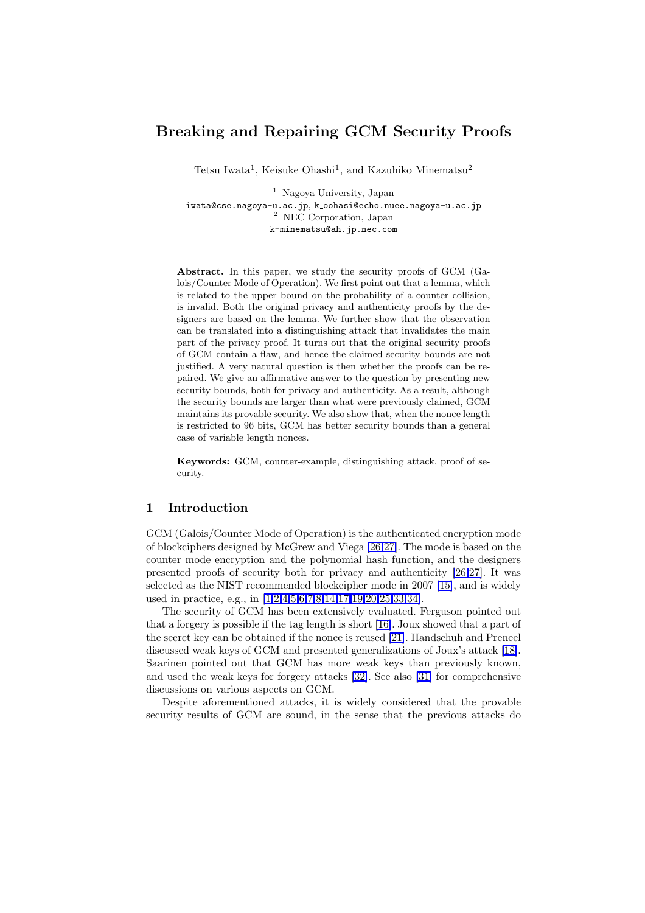# Breaking and Repairing GCM Security Proofs

Tetsu Iwata[1], Keisuke Ohashi[1], and Kazuhiko Minematsu[2]

[1] Nagoya University, Japan
iwata@cse.nagoya-u.ac.jp, k_oohasi@echo.nuee.nagoya-u.ac.jp
[2] NEC Corporation, Japan
k-minematsu@ah.jp.nec.com

**Abstract.** In this paper, we study the security proofs of GCM (Galois/Counter Mode of Operation). We first point out that a lemma, which is related to the upper bound on the probability of a counter collision, is invalid. Both the original privacy and authenticity proofs by the designers are based on the lemma. We further show that the observation can be translated into a distinguishing attack that invalidates the main part of the privacy proof. It turns out that the original security proofs of GCM contain a flaw, and hence the claimed security bounds are not justified. A very natural question is then whether the proofs can be repaired. We give an affirmative answer to the question by presenting new security bounds, both for privacy and authenticity. As a result, although the security bounds are larger than what were previously claimed, GCM maintains its provable security. We also show that, when the nonce length is restricted to 96 bits, GCM has better security bounds than a general case of variable length nonces.

**Keywords:** GCM, counter-example, distinguishing attack, proof of security.

## 1 Introduction

GCM (Galois/Counter Mode of Operation) is the authenticated encryption mode of blockciphers designed by McGrew and Viega [26,27]. The mode is based on the counter mode encryption and the polynomial hash function, and the designers presented proofs of security both for privacy and authenticity [26,27]. It was selected as the NIST recommended blockcipher mode in 2007 [15], and is widely used in practice, e.g., in [1,2,4,5,6,7,8,14,17,19,20,25,33,34].

The security of GCM has been extensively evaluated. Ferguson pointed out that a forgery is possible if the tag length is short [16]. Joux showed that a part of the secret key can be obtained if the nonce is reused [21]. Handschuh and Preneel discussed weak keys of GCM and presented generalizations of Joux's attack [18]. Saarinen pointed out that GCM has more weak keys than previously known, and used the weak keys for forgery attacks [32]. See also [31] for comprehensive discussions on various aspects on GCM.

Despite aforementioned attacks, it is widely considered that the provable security results of GCM are sound, in the sense that the previous attacks do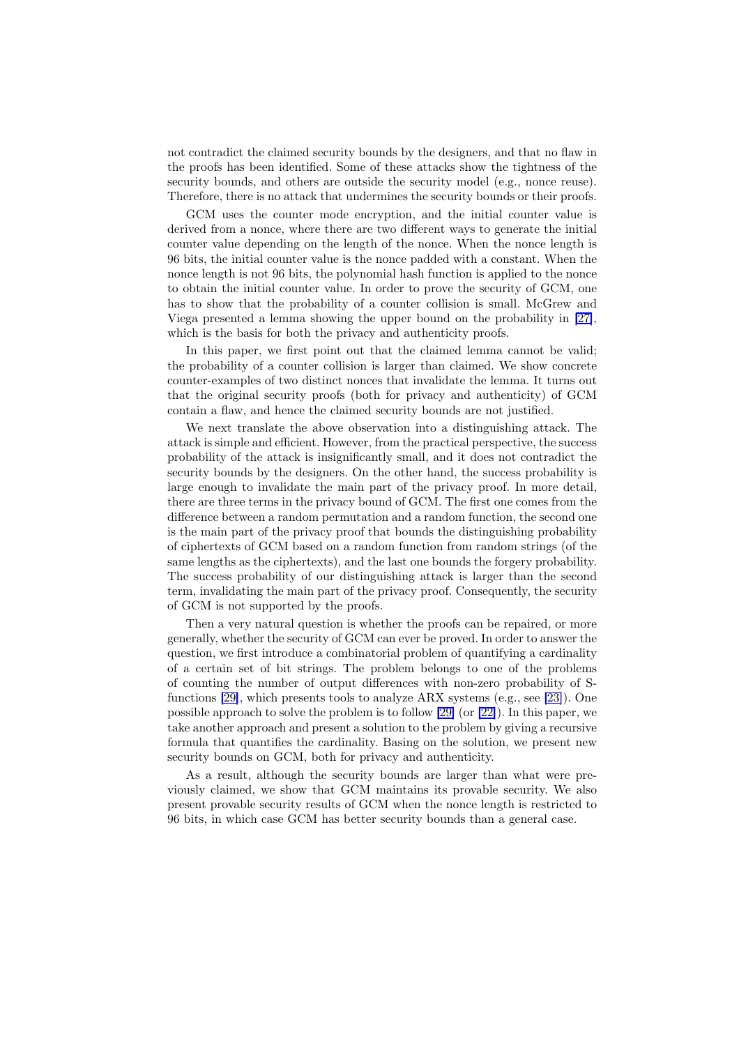not contradict the claimed security bounds by the designers, and that no flaw in the proofs has been identified. Some of these attacks show the tightness of the security bounds, and others are outside the security model (e.g., nonce reuse). Therefore, there is no attack that undermines the security bounds or their proofs.

GCM uses the counter mode encryption, and the initial counter value is derived from a nonce, where there are two different ways to generate the initial counter value depending on the length of the nonce. When the nonce length is 96 bits, the initial counter value is the nonce padded with a constant. When the nonce length is not 96 bits, the polynomial hash function is applied to the nonce to obtain the initial counter value. In order to prove the security of GCM, one has to show that the probability of a counter collision is small. McGrew and Viega presented a lemma showing the upper bound on the probability in [27], which is the basis for both the privacy and authenticity proofs.

In this paper, we first point out that the claimed lemma cannot be valid; the probability of a counter collision is larger than claimed. We show concrete counter-examples of two distinct nonces that invalidate the lemma. It turns out that the original security proofs (both for privacy and authenticity) of GCM contain a flaw, and hence the claimed security bounds are not justified.

We next translate the above observation into a distinguishing attack. The attack is simple and efficient. However, from the practical perspective, the success probability of the attack is insignificantly small, and it does not contradict the security bounds by the designers. On the other hand, the success probability is large enough to invalidate the main part of the privacy proof. In more detail, there are three terms in the privacy bound of GCM. The first one comes from the difference between a random permutation and a random function, the second one is the main part of the privacy proof that bounds the distinguishing probability of ciphertexts of GCM based on a random function from random strings (of the same lengths as the ciphertexts), and the last one bounds the forgery probability. The success probability of our distinguishing attack is larger than the second term, invalidating the main part of the privacy proof. Consequently, the security of GCM is not supported by the proofs.

Then a very natural question is whether the proofs can be repaired, or more generally, whether the security of GCM can ever be proved. In order to answer the question, we first introduce a combinatorial problem of quantifying a cardinality of a certain set of bit strings. The problem belongs to one of the problems of counting the number of output differences with non-zero probability of S-functions [29], which presents tools to analyze ARX systems (e.g., see [23]). One possible approach to solve the problem is to follow [29] (or [22]). In this paper, we take another approach and present a solution to the problem by giving a recursive formula that quantifies the cardinality. Basing on the solution, we present new security bounds on GCM, both for privacy and authenticity.

As a result, although the security bounds are larger than what were previously claimed, we show that GCM maintains its provable security. We also present provable security results of GCM when the nonce length is restricted to 96 bits, in which case GCM has better security bounds than a general case.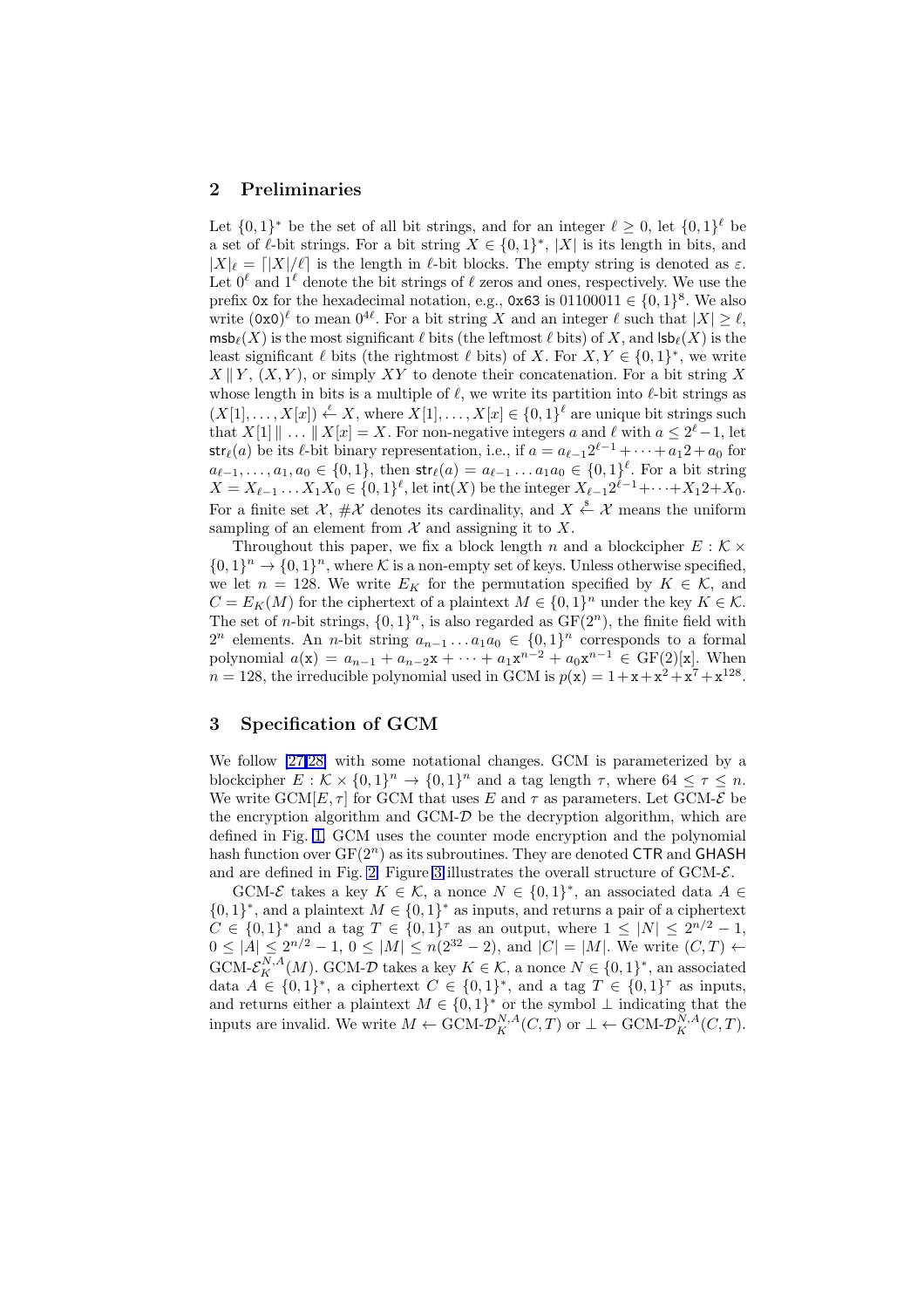## 2 Preliminaries

Let $\{0,1\}^*$ be the set of all bit strings, and for an integer $\ell \geq 0$, let $\{0,1\}^\ell$ be a set of $\ell$-bit strings. For a bit string $X \in \{0,1\}^*$, $|X|$ is its length in bits, and $|X|_\ell = \lceil |X|/\ell \rceil$ is the length in $\ell$-bit blocks. The empty string is denoted as $\varepsilon$. Let $0^\ell$ and $1^\ell$ denote the bit strings of $\ell$ zeros and ones, respectively. We use the prefix $\mathtt{0x}$ for the hexadecimal notation, e.g., $\mathtt{0x63}$ is $01100011 \in \{0,1\}^8$. We also write $(\mathtt{0x0})^\ell$ to mean $0^{4\ell}$. For a bit string $X$ and an integer $\ell$ such that $|X| \geq \ell$, $\mathsf{msb}_\ell(X)$ is the most significant $\ell$ bits (the leftmost $\ell$ bits) of $X$, and $\mathsf{lsb}_\ell(X)$ is the least significant $\ell$ bits (the rightmost $\ell$ bits) of $X$. For $X, Y \in \{0,1\}^*$, we write $X \| Y$, $(X, Y)$, or simply $XY$ to denote their concatenation. For a bit string $X$ whose length in bits is a multiple of $\ell$, we write its partition into $\ell$-bit strings as $(X[1], \ldots, X[x]) \xleftarrow{\ell} X$, where $X[1], \ldots, X[x] \in \{0,1\}^\ell$ are unique bit strings such that $X[1] \| \ldots \| X[x] = X$. For non-negative integers $a$ and $\ell$ with $a \leq 2^\ell - 1$, let $\mathsf{str}_\ell(a)$ be its $\ell$-bit binary representation, i.e., if $a = a_{\ell-1}2^{\ell-1} + \cdots + a_1 2 + a_0$ for $a_{\ell-1}, \ldots, a_1, a_0 \in \{0,1\}$, then $\mathsf{str}_\ell(a) = a_{\ell-1} \ldots a_1 a_0 \in \{0,1\}^\ell$. For a bit string $X = X_{\ell-1} \ldots X_1 X_0 \in \{0,1\}^\ell$, let $\mathsf{int}(X)$ be the integer $X_{\ell-1}2^{\ell-1} + \cdots + X_1 2 + X_0$. For a finite set $\mathcal{X}$, $\#\mathcal{X}$ denotes its cardinality, and $X \xleftarrow{\$} \mathcal{X}$ means the uniform sampling of an element from $\mathcal{X}$ and assigning it to $X$.

Throughout this paper, we fix a block length $n$ and a blockcipher $E : \mathcal{K} \times \{0,1\}^n \to \{0,1\}^n$, where $\mathcal{K}$ is a non-empty set of keys. Unless otherwise specified, we let $n = 128$. We write $E_K$ for the permutation specified by $K \in \mathcal{K}$, and $C = E_K(M)$ for the ciphertext of a plaintext $M \in \{0,1\}^n$ under the key $K \in \mathcal{K}$. The set of $n$-bit strings, $\{0,1\}^n$, is also regarded as $\mathrm{GF}(2^n)$, the finite field with $2^n$ elements. An $n$-bit string $a_{n-1} \ldots a_1 a_0 \in \{0,1\}^n$ corresponds to a formal polynomial $a(\mathtt{x}) = a_{n-1} + a_{n-2}\mathtt{x} + \cdots + a_1 \mathtt{x}^{n-2} + a_0 \mathtt{x}^{n-1} \in \mathrm{GF}(2)[\mathtt{x}]$. When $n = 128$, the irreducible polynomial used in GCM is $p(\mathtt{x}) = 1 + \mathtt{x} + \mathtt{x}^2 + \mathtt{x}^7 + \mathtt{x}^{128}$.

## 3 Specification of GCM

We follow [27,28] with some notational changes. GCM is parameterized by a blockcipher $E : \mathcal{K} \times \{0,1\}^n \to \{0,1\}^n$ and a tag length $\tau$, where $64 \leq \tau \leq n$. We write $\mathrm{GCM}[E, \tau]$ for GCM that uses $E$ and $\tau$ as parameters. Let GCM-$\mathcal{E}$ be the encryption algorithm and GCM-$\mathcal{D}$ be the decryption algorithm, which are defined in Fig. 1. GCM uses the counter mode encryption and the polynomial hash function over $\mathrm{GF}(2^n)$ as its subroutines. They are denoted $\mathsf{CTR}$ and $\mathsf{GHASH}$ and are defined in Fig. 2. Figure 3 illustrates the overall structure of GCM-$\mathcal{E}$.

GCM-$\mathcal{E}$ takes a key $K \in \mathcal{K}$, a nonce $N \in \{0,1\}^*$, an associated data $A \in \{0,1\}^*$, and a plaintext $M \in \{0,1\}^*$ as inputs, and returns a pair of a ciphertext $C \in \{0,1\}^*$ and a tag $T \in \{0,1\}^\tau$ as an output, where $1 \leq |N| \leq 2^{n/2} - 1$, $0 \leq |A| \leq 2^{n/2} - 1$, $0 \leq |M| \leq n(2^{32} - 2)$, and $|C| = |M|$. We write $(C, T) \leftarrow \mathrm{GCM}\text{-}\mathcal{E}_K^{N,A}(M)$. GCM-$\mathcal{D}$ takes a key $K \in \mathcal{K}$, a nonce $N \in \{0,1\}^*$, an associated data $A \in \{0,1\}^*$, a ciphertext $C \in \{0,1\}^*$, and a tag $T \in \{0,1\}^\tau$ as inputs, and returns either a plaintext $M \in \{0,1\}^*$ or the symbol $\perp$ indicating that the inputs are invalid. We write $M \leftarrow \mathrm{GCM}\text{-}\mathcal{D}_K^{N,A}(C, T)$ or $\perp \leftarrow \mathrm{GCM}\text{-}\mathcal{D}_K^{N,A}(C, T)$.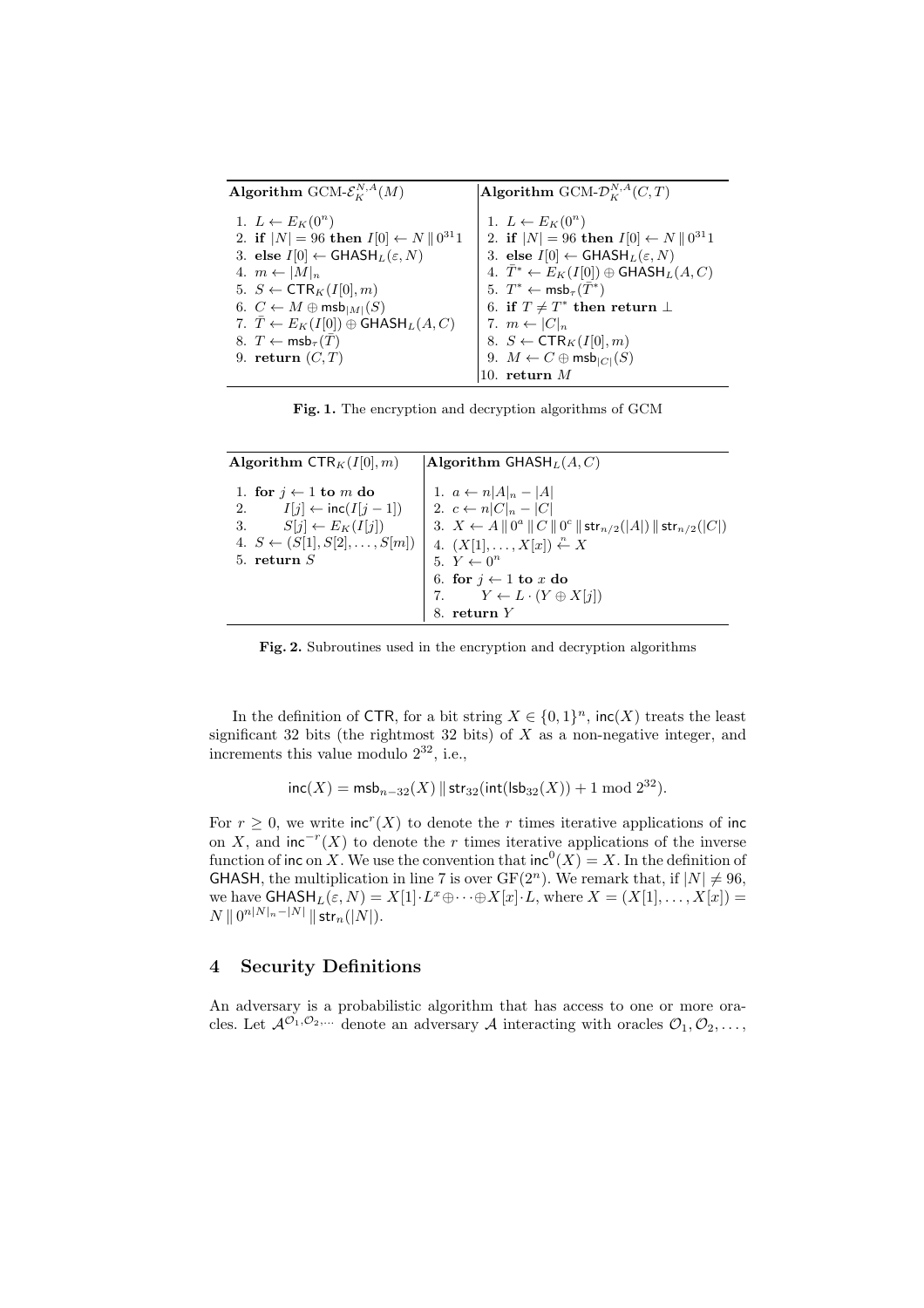| **Algorithm** GCM-$\mathcal{E}_K^{N,A}(M)$ | **Algorithm** GCM-$\mathcal{D}_K^{N,A}(C,T)$ |
|---|---|
| 1. $L \leftarrow E_K(0^n)$ | 1. $L \leftarrow E_K(0^n)$ |
| 2. **if** $\|N\| = 96$ **then** $I[0] \leftarrow N \,\\|\, 0^{31}1$ | 2. **if** $\|N\| = 96$ **then** $I[0] \leftarrow N \,\\|\, 0^{31}1$ |
| 3. **else** $I[0] \leftarrow \mathsf{GHASH}_L(\varepsilon, N)$ | 3. **else** $I[0] \leftarrow \mathsf{GHASH}_L(\varepsilon, N)$ |
| 4. $m \leftarrow \|M\|_n$ | 4. $\bar{T}^* \leftarrow E_K(I[0]) \oplus \mathsf{GHASH}_L(A, C)$ |
| 5. $S \leftarrow \mathsf{CTR}_K(I[0], m)$ | 5. $T^* \leftarrow \mathsf{msb}_\tau(\bar{T}^*)$ |
| 6. $C \leftarrow M \oplus \mathsf{msb}_{\|M\|}(S)$ | 6. **if** $T \neq T^*$ **then return** $\bot$ |
| 7. $\bar{T} \leftarrow E_K(I[0]) \oplus \mathsf{GHASH}_L(A, C)$ | 7. $m \leftarrow \|C\|_n$ |
| 8. $T \leftarrow \mathsf{msb}_\tau(\bar{T})$ | 8. $S \leftarrow \mathsf{CTR}_K(I[0], m)$ |
| 9. **return** $(C, T)$ | 9. $M \leftarrow C \oplus \mathsf{msb}_{\|C\|}(S)$ |
| | 10. **return** $M$ |

**Fig. 1.** The encryption and decryption algorithms of GCM

| **Algorithm** $\mathsf{CTR}_K(I[0], m)$ | **Algorithm** $\mathsf{GHASH}_L(A, C)$ |
|---|---|
| 1. **for** $j \leftarrow 1$ **to** $m$ **do** | 1. $a \leftarrow n\|A\|_n - \|A\|$ |
| 2. $\quad I[j] \leftarrow \mathsf{inc}(I[j-1])$ | 2. $c \leftarrow n\|C\|_n - \|C\|$ |
| 3. $\quad S[j] \leftarrow E_K(I[j])$ | 3. $X \leftarrow A \,\\|\, 0^a \,\\|\, C \,\\|\, 0^c \,\\|\, \mathsf{str}_{n/2}(\|A\|) \,\\|\, \mathsf{str}_{n/2}(\|C\|)$ |
| 4. $S \leftarrow (S[1], S[2], \ldots, S[m])$ | 4. $(X[1], \ldots, X[x]) \xleftarrow{n} X$ |
| 5. **return** $S$ | 5. $Y \leftarrow 0^n$ |
| | 6. **for** $j \leftarrow 1$ **to** $x$ **do** |
| | 7. $\quad Y \leftarrow L \cdot (Y \oplus X[j])$ |
| | 8. **return** $Y$ |

**Fig. 2.** Subroutines used in the encryption and decryption algorithms

In the definition of $\mathsf{CTR}$, for a bit string $X \in \{0,1\}^n$, $\mathsf{inc}(X)$ treats the least significant 32 bits (the rightmost 32 bits) of $X$ as a non-negative integer, and increments this value modulo $2^{32}$, i.e.,

$$\mathsf{inc}(X) = \mathsf{msb}_{n-32}(X) \,\|\, \mathsf{str}_{32}(\mathsf{int}(\mathsf{lsb}_{32}(X)) + 1 \bmod 2^{32}).$$

For $r \geq 0$, we write $\mathsf{inc}^r(X)$ to denote the $r$ times iterative applications of $\mathsf{inc}$ on $X$, and $\mathsf{inc}^{-r}(X)$ to denote the $r$ times iterative applications of the inverse function of $\mathsf{inc}$ on $X$. We use the convention that $\mathsf{inc}^0(X) = X$. In the definition of $\mathsf{GHASH}$, the multiplication in line 7 is over $\mathrm{GF}(2^n)$. We remark that, if $|N| \neq 96$, we have $\mathsf{GHASH}_L(\varepsilon, N) = X[1] \cdot L^x \oplus \cdots \oplus X[x] \cdot L$, where $X = (X[1], \ldots, X[x]) = N \,\|\, 0^{n|N|_n - |N|} \,\|\, \mathsf{str}_n(|N|)$.

## 4 Security Definitions

An adversary is a probabilistic algorithm that has access to one or more oracles. Let $\mathcal{A}^{\mathcal{O}_1, \mathcal{O}_2, \cdots}$ denote an adversary $\mathcal{A}$ interacting with oracles $\mathcal{O}_1, \mathcal{O}_2, \ldots,$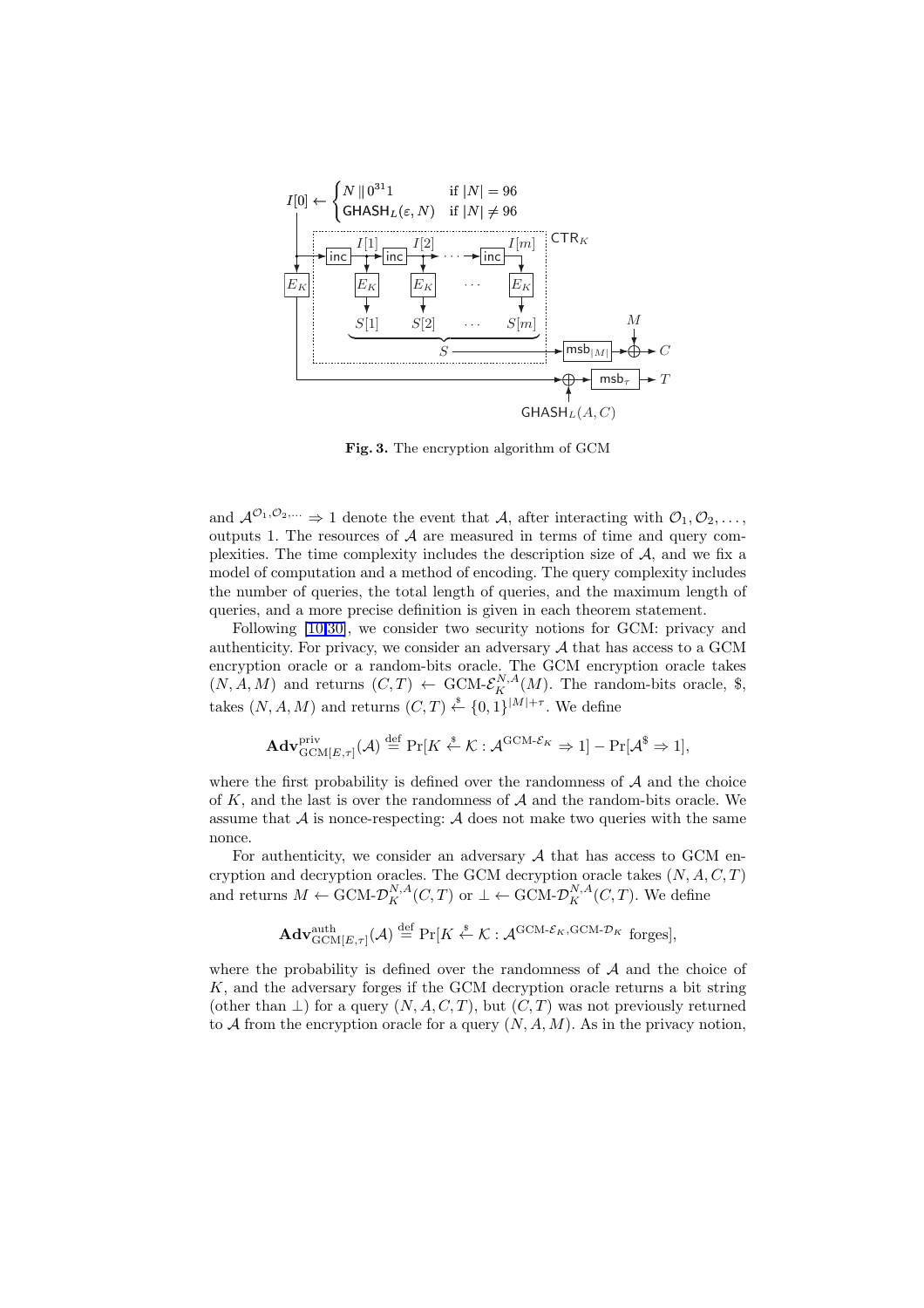$$I[0] \leftarrow \begin{cases} N \,\|\, 0^{31}1 & \text{if } |N| = 96 \\ \mathsf{GHASH}_L(\varepsilon, N) & \text{if } |N| \neq 96 \end{cases}$$

**Fig. 3.** The encryption algorithm of GCM

and $\mathcal{A}^{\mathcal{O}_1,\mathcal{O}_2,\dots} \Rightarrow 1$ denote the event that $\mathcal{A}$, after interacting with $\mathcal{O}_1, \mathcal{O}_2, \dots,$ outputs 1. The resources of $\mathcal{A}$ are measured in terms of time and query complexities. The time complexity includes the description size of $\mathcal{A}$, and we fix a model of computation and a method of encoding. The query complexity includes the number of queries, the total length of queries, and the maximum length of queries, and a more precise definition is given in each theorem statement.

Following [10,30], we consider two security notions for GCM: privacy and authenticity. For privacy, we consider an adversary $\mathcal{A}$ that has access to a GCM encryption oracle or a random-bits oracle. The GCM encryption oracle takes $(N, A, M)$ and returns $(C, T) \leftarrow \text{GCM-}\mathcal{E}_K^{N,A}(M)$. The random-bits oracle, \$, takes $(N, A, M)$ and returns $(C, T) \xleftarrow{\$} \{0,1\}^{|M|+\tau}$. We define

$$\mathbf{Adv}^{\text{priv}}_{\text{GCM}[E,\tau]}(\mathcal{A}) \stackrel{\text{def}}{=} \Pr[K \xleftarrow{\$} \mathcal{K} : \mathcal{A}^{\text{GCM-}\mathcal{E}_K} \Rightarrow 1] - \Pr[\mathcal{A}^{\$} \Rightarrow 1],$$

where the first probability is defined over the randomness of $\mathcal{A}$ and the choice of $K$, and the last is over the randomness of $\mathcal{A}$ and the random-bits oracle. We assume that $\mathcal{A}$ is nonce-respecting: $\mathcal{A}$ does not make two queries with the same nonce.

For authenticity, we consider an adversary $\mathcal{A}$ that has access to GCM encryption and decryption oracles. The GCM decryption oracle takes $(N, A, C, T)$ and returns $M \leftarrow \text{GCM-}\mathcal{D}_K^{N,A}(C, T)$ or $\bot \leftarrow \text{GCM-}\mathcal{D}_K^{N,A}(C, T)$. We define

$$\mathbf{Adv}^{\text{auth}}_{\text{GCM}[E,\tau]}(\mathcal{A}) \stackrel{\text{def}}{=} \Pr[K \xleftarrow{\$} \mathcal{K} : \mathcal{A}^{\text{GCM-}\mathcal{E}_K, \text{GCM-}\mathcal{D}_K} \text{ forges}],$$

where the probability is defined over the randomness of $\mathcal{A}$ and the choice of $K$, and the adversary forges if the GCM decryption oracle returns a bit string (other than $\bot$) for a query $(N, A, C, T)$, but $(C, T)$ was not previously returned to $\mathcal{A}$ from the encryption oracle for a query $(N, A, M)$. As in the privacy notion,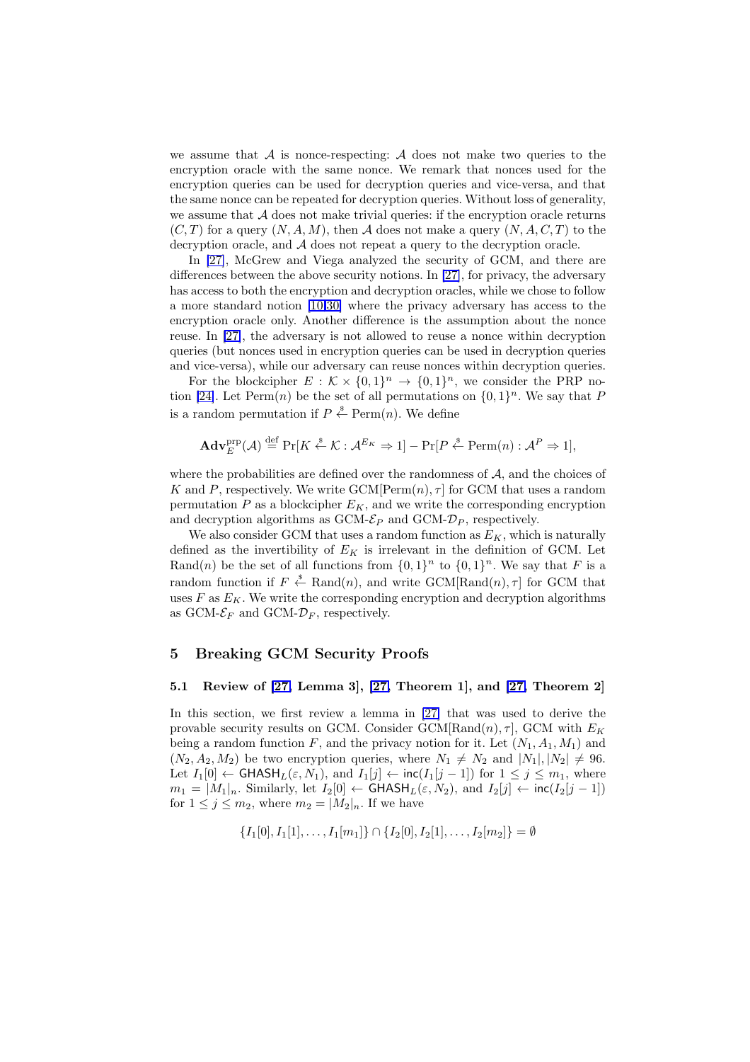we assume that $\mathcal{A}$ is nonce-respecting: $\mathcal{A}$ does not make two queries to the encryption oracle with the same nonce. We remark that nonces used for the encryption queries can be used for decryption queries and vice-versa, and that the same nonce can be repeated for decryption queries. Without loss of generality, we assume that $\mathcal{A}$ does not make trivial queries: if the encryption oracle returns $(C, T)$ for a query $(N, A, M)$, then $\mathcal{A}$ does not make a query $(N, A, C, T)$ to the decryption oracle, and $\mathcal{A}$ does not repeat a query to the decryption oracle.

In [27], McGrew and Viega analyzed the security of GCM, and there are differences between the above security notions. In [27], for privacy, the adversary has access to both the encryption and decryption oracles, while we chose to follow a more standard notion [10,30] where the privacy adversary has access to the encryption oracle only. Another difference is the assumption about the nonce reuse. In [27], the adversary is not allowed to reuse a nonce within decryption queries (but nonces used in encryption queries can be used in decryption queries and vice-versa), while our adversary can reuse nonces within decryption queries.

For the blockcipher $E : \mathcal{K} \times \{0,1\}^n \to \{0,1\}^n$, we consider the PRP notion [24]. Let $\mathrm{Perm}(n)$ be the set of all permutations on $\{0,1\}^n$. We say that $P$ is a random permutation if $P \xleftarrow{\$} \mathrm{Perm}(n)$. We define

$$\mathbf{Adv}_E^{\mathrm{prp}}(\mathcal{A}) \stackrel{\mathrm{def}}{=} \Pr[K \xleftarrow{\$} \mathcal{K} : \mathcal{A}^{E_K} \Rightarrow 1] - \Pr[P \xleftarrow{\$} \mathrm{Perm}(n) : \mathcal{A}^{P} \Rightarrow 1],$$

where the probabilities are defined over the randomness of $\mathcal{A}$, and the choices of $K$ and $P$, respectively. We write $\mathrm{GCM}[\mathrm{Perm}(n), \tau]$ for GCM that uses a random permutation $P$ as a blockcipher $E_K$, and we write the corresponding encryption and decryption algorithms as GCM-$\mathcal{E}_P$ and GCM-$\mathcal{D}_P$, respectively.

We also consider GCM that uses a random function as $E_K$, which is naturally defined as the invertibility of $E_K$ is irrelevant in the definition of GCM. Let $\mathrm{Rand}(n)$ be the set of all functions from $\{0,1\}^n$ to $\{0,1\}^n$. We say that $F$ is a random function if $F \xleftarrow{\$} \mathrm{Rand}(n)$, and write $\mathrm{GCM}[\mathrm{Rand}(n), \tau]$ for GCM that uses $F$ as $E_K$. We write the corresponding encryption and decryption algorithms as GCM-$\mathcal{E}_F$ and GCM-$\mathcal{D}_F$, respectively.

## 5 Breaking GCM Security Proofs

### 5.1 Review of [27, Lemma 3], [27, Theorem 1], and [27, Theorem 2]

In this section, we first review a lemma in [27] that was used to derive the provable security results on GCM. Consider $\mathrm{GCM}[\mathrm{Rand}(n), \tau]$, GCM with $E_K$ being a random function $F$, and the privacy notion for it. Let $(N_1, A_1, M_1)$ and $(N_2, A_2, M_2)$ be two encryption queries, where $N_1 \neq N_2$ and $|N_1|, |N_2| \neq 96$. Let $I_1[0] \leftarrow \mathsf{GHASH}_L(\varepsilon, N_1)$, and $I_1[j] \leftarrow \mathsf{inc}(I_1[j-1])$ for $1 \le j \le m_1$, where $m_1 = |M_1|_n$. Similarly, let $I_2[0] \leftarrow \mathsf{GHASH}_L(\varepsilon, N_2)$, and $I_2[j] \leftarrow \mathsf{inc}(I_2[j-1])$ for $1 \le j \le m_2$, where $m_2 = |M_2|_n$. If we have

$$\{I_1[0], I_1[1], \ldots, I_1[m_1]\} \cap \{I_2[0], I_2[1], \ldots, I_2[m_2]\} = \emptyset$$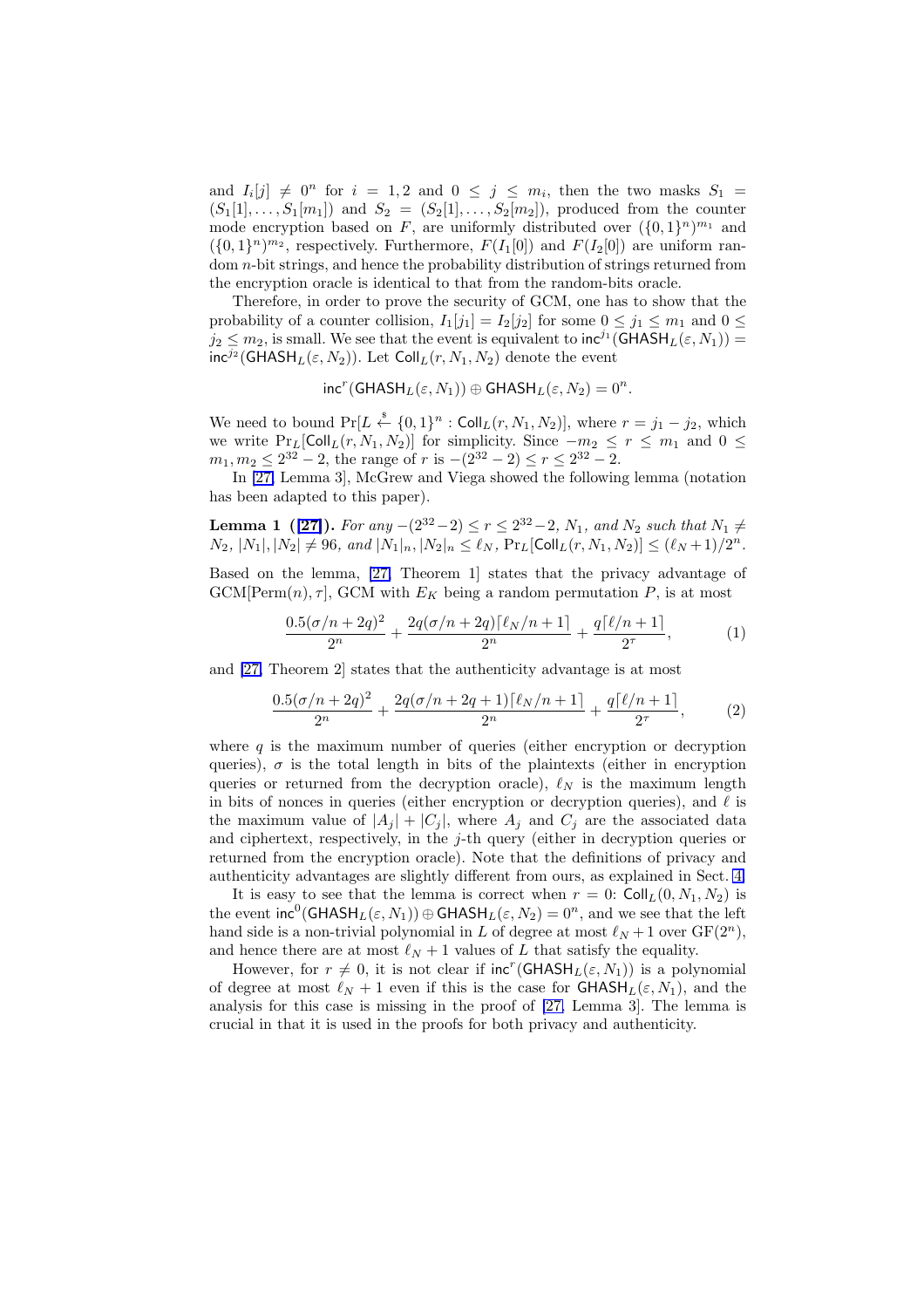and $I_i[j] \neq 0^n$ for $i = 1, 2$ and $0 \leq j \leq m_i$, then the two masks $S_1 = (S_1[1], \ldots, S_1[m_1])$ and $S_2 = (S_2[1], \ldots, S_2[m_2])$, produced from the counter mode encryption based on $F$, are uniformly distributed over $(\{0,1\}^n)^{m_1}$ and $(\{0,1\}^n)^{m_2}$, respectively. Furthermore, $F(I_1[0])$ and $F(I_2[0])$ are uniform random $n$-bit strings, and hence the probability distribution of strings returned from the encryption oracle is identical to that from the random-bits oracle.

Therefore, in order to prove the security of GCM, one has to show that the probability of a counter collision, $I_1[j_1] = I_2[j_2]$ for some $0 \leq j_1 \leq m_1$ and $0 \leq j_2 \leq m_2$, is small. We see that the event is equivalent to $\mathsf{inc}^{j_1}(\mathsf{GHASH}_L(\varepsilon, N_1)) = \mathsf{inc}^{j_2}(\mathsf{GHASH}_L(\varepsilon, N_2))$. Let $\mathsf{Coll}_L(r, N_1, N_2)$ denote the event

$$\mathsf{inc}^r(\mathsf{GHASH}_L(\varepsilon, N_1)) \oplus \mathsf{GHASH}_L(\varepsilon, N_2) = 0^n.$$

We need to bound $\Pr[L \xleftarrow{\$} \{0,1\}^n : \mathsf{Coll}_L(r, N_1, N_2)]$, where $r = j_1 - j_2$, which we write $\Pr_L[\mathsf{Coll}_L(r, N_1, N_2)]$ for simplicity. Since $-m_2 \leq r \leq m_1$ and $0 \leq m_1, m_2 \leq 2^{32} - 2$, the range of $r$ is $-(2^{32} - 2) \leq r \leq 2^{32} - 2$.

In [27, Lemma 3], McGrew and Viega showed the following lemma (notation has been adapted to this paper).

**Lemma 1 ([27]).** *For any $-(2^{32}-2) \leq r \leq 2^{32}-2$, $N_1$, and $N_2$ such that $N_1 \neq N_2$, $|N_1|, |N_2| \neq 96$, and $|N_1|_n, |N_2|_n \leq \ell_N$, $\Pr_L[\mathsf{Coll}_L(r, N_1, N_2)] \leq (\ell_N + 1)/2^n$.*

Based on the lemma, [27, Theorem 1] states that the privacy advantage of GCM[Perm($n$), $\tau$], GCM with $E_K$ being a random permutation $P$, is at most

$$\frac{0.5(\sigma/n + 2q)^2}{2^n} + \frac{2q(\sigma/n + 2q)\lceil \ell_N/n + 1 \rceil}{2^n} + \frac{q\lceil \ell/n + 1 \rceil}{2^\tau}, \tag{1}$$

and [27, Theorem 2] states that the authenticity advantage is at most

$$\frac{0.5(\sigma/n + 2q)^2}{2^n} + \frac{2q(\sigma/n + 2q + 1)\lceil \ell_N/n + 1 \rceil}{2^n} + \frac{q\lceil \ell/n + 1 \rceil}{2^\tau}, \tag{2}$$

where $q$ is the maximum number of queries (either encryption or decryption queries), $\sigma$ is the total length in bits of the plaintexts (either in encryption queries or returned from the decryption oracle), $\ell_N$ is the maximum length in bits of nonces in queries (either encryption or decryption queries), and $\ell$ is the maximum value of $|A_j| + |C_j|$, where $A_j$ and $C_j$ are the associated data and ciphertext, respectively, in the $j$-th query (either in decryption queries or returned from the encryption oracle). Note that the definitions of privacy and authenticity advantages are slightly different from ours, as explained in Sect. 4.

It is easy to see that the lemma is correct when $r = 0$: $\mathsf{Coll}_L(0, N_1, N_2)$ is the event $\mathsf{inc}^0(\mathsf{GHASH}_L(\varepsilon, N_1)) \oplus \mathsf{GHASH}_L(\varepsilon, N_2) = 0^n$, and we see that the left hand side is a non-trivial polynomial in $L$ of degree at most $\ell_N + 1$ over GF($2^n$), and hence there are at most $\ell_N + 1$ values of $L$ that satisfy the equality.

However, for $r \neq 0$, it is not clear if $\mathsf{inc}^r(\mathsf{GHASH}_L(\varepsilon, N_1))$ is a polynomial of degree at most $\ell_N + 1$ even if this is the case for $\mathsf{GHASH}_L(\varepsilon, N_1)$, and the analysis for this case is missing in the proof of [27, Lemma 3]. The lemma is crucial in that it is used in the proofs for both privacy and authenticity.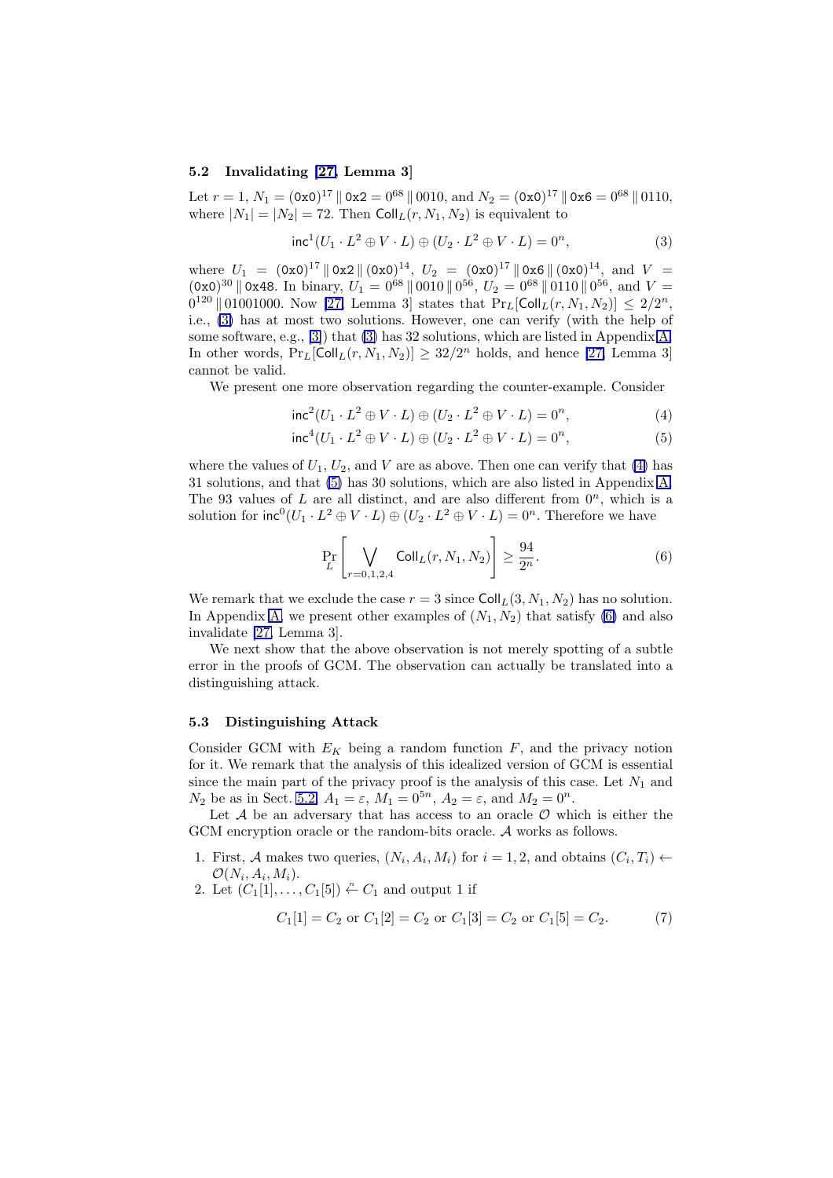### 5.2 Invalidating [27, Lemma 3]

Let $r = 1$, $N_1 = (\texttt{0x0})^{17} \,\|\, \texttt{0x2} = 0^{68} \,\|\, 0010$, and $N_2 = (\texttt{0x0})^{17} \,\|\, \texttt{0x6} = 0^{68} \,\|\, 0110$, where $|N_1| = |N_2| = 72$. Then $\mathsf{Coll}_L(r, N_1, N_2)$ is equivalent to

$$\mathsf{inc}^1(U_1 \cdot L^2 \oplus V \cdot L) \oplus (U_2 \cdot L^2 \oplus V \cdot L) = 0^n, \tag{3}$$

where $U_1 = (\texttt{0x0})^{17} \,\|\, \texttt{0x2} \,\|\, (\texttt{0x0})^{14}$, $U_2 = (\texttt{0x0})^{17} \,\|\, \texttt{0x6} \,\|\, (\texttt{0x0})^{14}$, and $V = (\texttt{0x0})^{30} \,\|\, \texttt{0x48}$. In binary, $U_1 = 0^{68} \,\|\, 0010 \,\|\, 0^{56}$, $U_2 = 0^{68} \,\|\, 0110 \,\|\, 0^{56}$, and $V = 0^{120} \,\|\, 01001000$. Now [27, Lemma 3] states that $\Pr_L[\mathsf{Coll}_L(r, N_1, N_2)] \le 2/2^n$, i.e., (3) has at most two solutions. However, one can verify (with the help of some software, e.g., [3]) that (3) has 32 solutions, which are listed in Appendix A. In other words, $\Pr_L[\mathsf{Coll}_L(r, N_1, N_2)] \ge 32/2^n$ holds, and hence [27, Lemma 3] cannot be valid.

We present one more observation regarding the counter-example. Consider

$$\mathsf{inc}^2(U_1 \cdot L^2 \oplus V \cdot L) \oplus (U_2 \cdot L^2 \oplus V \cdot L) = 0^n, \tag{4}$$

$$\mathsf{inc}^4(U_1 \cdot L^2 \oplus V \cdot L) \oplus (U_2 \cdot L^2 \oplus V \cdot L) = 0^n, \tag{5}$$

where the values of $U_1$, $U_2$, and $V$ are as above. Then one can verify that (4) has 31 solutions, and that (5) has 30 solutions, which are also listed in Appendix A. The 93 values of $L$ are all distinct, and are also different from $0^n$, which is a solution for $\mathsf{inc}^0(U_1 \cdot L^2 \oplus V \cdot L) \oplus (U_2 \cdot L^2 \oplus V \cdot L) = 0^n$. Therefore we have

$$\Pr_L\left[\bigvee_{r=0,1,2,4} \mathsf{Coll}_L(r, N_1, N_2)\right] \ge \frac{94}{2^n}. \tag{6}$$

We remark that we exclude the case $r = 3$ since $\mathsf{Coll}_L(3, N_1, N_2)$ has no solution. In Appendix A, we present other examples of $(N_1, N_2)$ that satisfy (6) and also invalidate [27, Lemma 3].

We next show that the above observation is not merely spotting of a subtle error in the proofs of GCM. The observation can actually be translated into a distinguishing attack.

### 5.3 Distinguishing Attack

Consider GCM with $E_K$ being a random function $F$, and the privacy notion for it. We remark that the analysis of this idealized version of GCM is essential since the main part of the privacy proof is the analysis of this case. Let $N_1$ and $N_2$ be as in Sect. 5.2, $A_1 = \varepsilon$, $M_1 = 0^{5n}$, $A_2 = \varepsilon$, and $M_2 = 0^n$.

Let $\mathcal{A}$ be an adversary that has access to an oracle $\mathcal{O}$ which is either the GCM encryption oracle or the random-bits oracle. $\mathcal{A}$ works as follows.

1. First, $\mathcal{A}$ makes two queries, $(N_i, A_i, M_i)$ for $i = 1, 2$, and obtains $(C_i, T_i) \leftarrow \mathcal{O}(N_i, A_i, M_i)$.
2. Let $(C_1[1], \ldots, C_1[5]) \overset{n}{\leftarrow} C_1$ and output 1 if

$$C_1[1] = C_2 \text{ or } C_1[2] = C_2 \text{ or } C_1[3] = C_2 \text{ or } C_1[5] = C_2. \tag{7}$$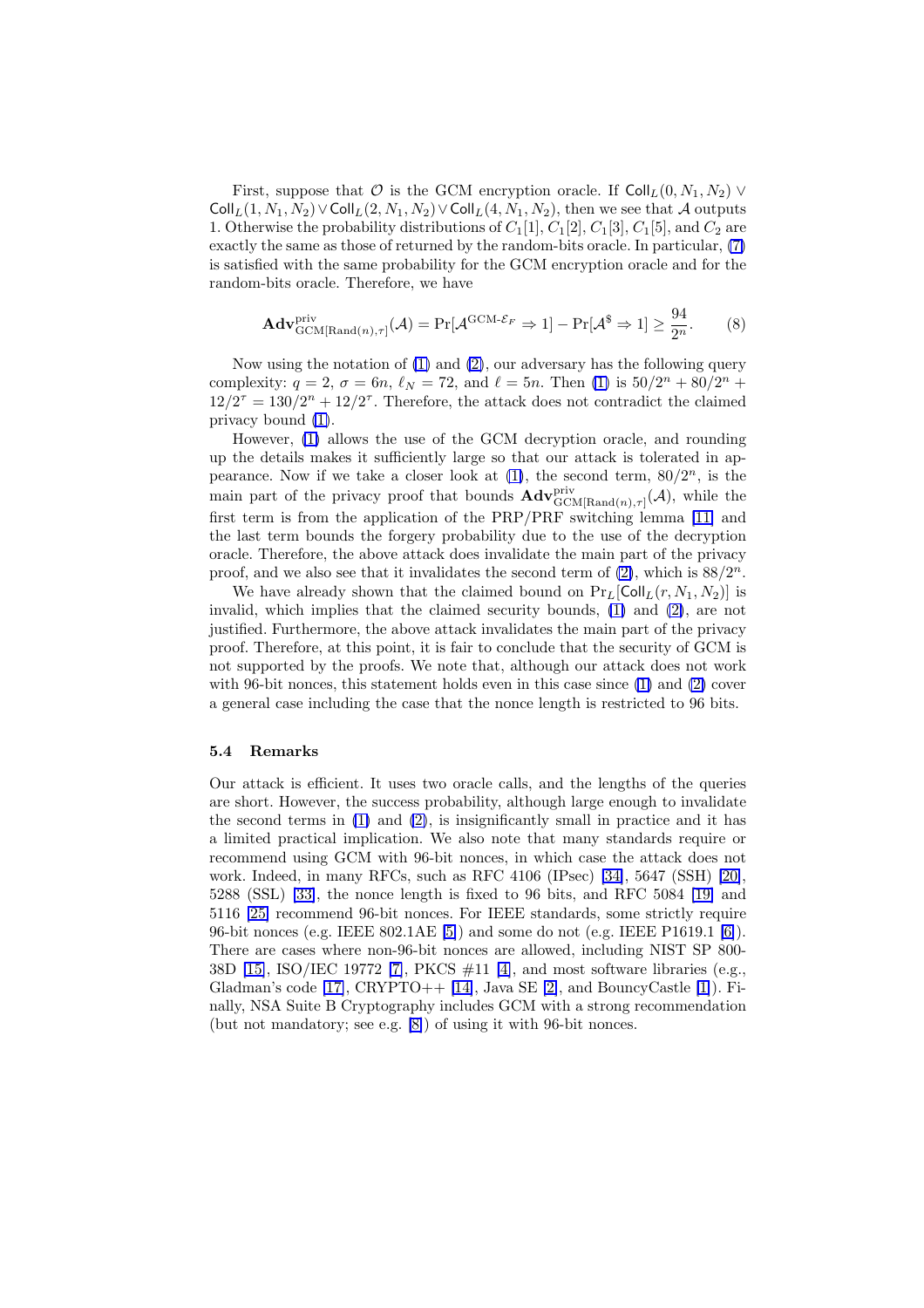First, suppose that $\mathcal{O}$ is the GCM encryption oracle. If $\mathsf{Coll}_L(0, N_1, N_2) \vee \mathsf{Coll}_L(1, N_1, N_2) \vee \mathsf{Coll}_L(2, N_1, N_2) \vee \mathsf{Coll}_L(4, N_1, N_2)$, then we see that $\mathcal{A}$ outputs 1. Otherwise the probability distributions of $C_1[1]$, $C_1[2]$, $C_1[3]$, $C_1[5]$, and $C_2$ are exactly the same as those of returned by the random-bits oracle. In particular, (7) is satisfied with the same probability for the GCM encryption oracle and for the random-bits oracle. Therefore, we have

$$\mathbf{Adv}^{\mathrm{priv}}_{\mathrm{GCM}[\mathrm{Rand}(n),\tau]}(\mathcal{A}) = \Pr[\mathcal{A}^{\mathrm{GCM}\text{-}\mathcal{E}_F} \Rightarrow 1] - \Pr[\mathcal{A}^{\$} \Rightarrow 1] \geq \frac{94}{2^n}. \tag{8}$$

Now using the notation of (1) and (2), our adversary has the following query complexity: $q = 2$, $\sigma = 6n$, $\ell_N = 72$, and $\ell = 5n$. Then (1) is $50/2^n + 80/2^n + 12/2^\tau = 130/2^n + 12/2^\tau$. Therefore, the attack does not contradict the claimed privacy bound (1).

However, (1) allows the use of the GCM decryption oracle, and rounding up the details makes it sufficiently large so that our attack is tolerated in appearance. Now if we take a closer look at (1), the second term, $80/2^n$, is the main part of the privacy proof that bounds $\mathbf{Adv}^{\mathrm{priv}}_{\mathrm{GCM}[\mathrm{Rand}(n),\tau]}(\mathcal{A})$, while the first term is from the application of the PRP/PRF switching lemma [11] and the last term bounds the forgery probability due to the use of the decryption oracle. Therefore, the above attack does invalidate the main part of the privacy proof, and we also see that it invalidates the second term of (2), which is $88/2^n$.

We have already shown that the claimed bound on $\Pr_L[\mathsf{Coll}_L(r, N_1, N_2)]$ is invalid, which implies that the claimed security bounds, (1) and (2), are not justified. Furthermore, the above attack invalidates the main part of the privacy proof. Therefore, at this point, it is fair to conclude that the security of GCM is not supported by the proofs. We note that, although our attack does not work with 96-bit nonces, this statement holds even in this case since (1) and (2) cover a general case including the case that the nonce length is restricted to 96 bits.

### 5.4 Remarks

Our attack is efficient. It uses two oracle calls, and the lengths of the queries are short. However, the success probability, although large enough to invalidate the second terms in (1) and (2), is insignificantly small in practice and it has a limited practical implication. We also note that many standards require or recommend using GCM with 96-bit nonces, in which case the attack does not work. Indeed, in many RFCs, such as RFC 4106 (IPsec) [34], 5647 (SSH) [20], 5288 (SSL) [33], the nonce length is fixed to 96 bits, and RFC 5084 [19] and 5116 [25] recommend 96-bit nonces. For IEEE standards, some strictly require 96-bit nonces (e.g. IEEE 802.1AE [5]) and some do not (e.g. IEEE P1619.1 [6]). There are cases where non-96-bit nonces are allowed, including NIST SP 800-38D [15], ISO/IEC 19772 [7], PKCS #11 [4], and most software libraries (e.g., Gladman's code [17], CRYPTO++ [14], Java SE [2], and BouncyCastle [1]). Finally, NSA Suite B Cryptography includes GCM with a strong recommendation (but not mandatory; see e.g. [8]) of using it with 96-bit nonces.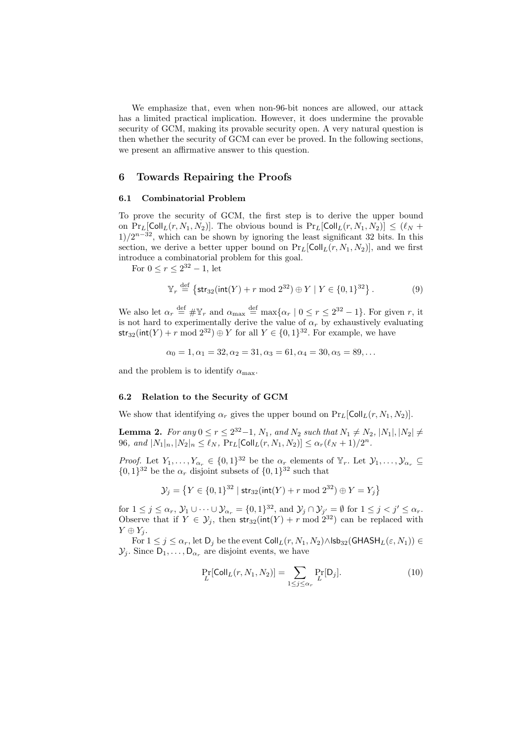We emphasize that, even when non-96-bit nonces are allowed, our attack has a limited practical implication. However, it does undermine the provable security of GCM, making its provable security open. A very natural question is then whether the security of GCM can ever be proved. In the following sections, we present an affirmative answer to this question.

## 6 Towards Repairing the Proofs

### 6.1 Combinatorial Problem

To prove the security of GCM, the first step is to derive the upper bound on $\Pr_L[\mathsf{Coll}_L(r, N_1, N_2)]$. The obvious bound is $\Pr_L[\mathsf{Coll}_L(r, N_1, N_2)] \le (\ell_N + 1)/2^{n-32}$, which can be shown by ignoring the least significant 32 bits. In this section, we derive a better upper bound on $\Pr_L[\mathsf{Coll}_L(r, N_1, N_2)]$, and we first introduce a combinatorial problem for this goal.

For $0 \le r \le 2^{32} - 1$, let

$$\mathbb{Y}_r \stackrel{\text{def}}{=} \left\{ \mathsf{str}_{32}(\mathsf{int}(Y) + r \bmod 2^{32}) \oplus Y \mid Y \in \{0,1\}^{32} \right\}. \tag{9}$$

We also let $\alpha_r \stackrel{\text{def}}{=} \#\mathbb{Y}_r$ and $\alpha_{\max} \stackrel{\text{def}}{=} \max\{\alpha_r \mid 0 \le r \le 2^{32} - 1\}$. For given $r$, it is not hard to experimentally derive the value of $\alpha_r$ by exhaustively evaluating $\mathsf{str}_{32}(\mathsf{int}(Y) + r \bmod 2^{32}) \oplus Y$ for all $Y \in \{0,1\}^{32}$. For example, we have

$$\alpha_0 = 1, \alpha_1 = 32, \alpha_2 = 31, \alpha_3 = 61, \alpha_4 = 30, \alpha_5 = 89, \ldots$$

and the problem is to identify $\alpha_{\max}$.

### 6.2 Relation to the Security of GCM

We show that identifying $\alpha_r$ gives the upper bound on $\Pr_L[\mathsf{Coll}_L(r, N_1, N_2)]$.

**Lemma 2.** *For any $0 \le r \le 2^{32} - 1$, $N_1$, and $N_2$ such that $N_1 \ne N_2$, $|N_1|, |N_2| \ne 96$, and $|N_1|_n, |N_2|_n \le \ell_N$, $\Pr_L[\mathsf{Coll}_L(r, N_1, N_2)] \le \alpha_r(\ell_N + 1)/2^n$.*

*Proof.* Let $Y_1, \ldots, Y_{\alpha_r} \in \{0,1\}^{32}$ be the $\alpha_r$ elements of $\mathbb{Y}_r$. Let $\mathcal{Y}_1, \ldots, \mathcal{Y}_{\alpha_r} \subseteq \{0,1\}^{32}$ be the $\alpha_r$ disjoint subsets of $\{0,1\}^{32}$ such that

$$\mathcal{Y}_j = \left\{ Y \in \{0,1\}^{32} \mid \mathsf{str}_{32}(\mathsf{int}(Y) + r \bmod 2^{32}) \oplus Y = Y_j \right\}$$

for $1 \le j \le \alpha_r$, $\mathcal{Y}_1 \cup \cdots \cup \mathcal{Y}_{\alpha_r} = \{0,1\}^{32}$, and $\mathcal{Y}_j \cap \mathcal{Y}_{j'} = \emptyset$ for $1 \le j < j' \le \alpha_r$. Observe that if $Y \in \mathcal{Y}_j$, then $\mathsf{str}_{32}(\mathsf{int}(Y) + r \bmod 2^{32})$ can be replaced with $Y \oplus Y_j$.

For $1 \le j \le \alpha_r$, let $\mathsf{D}_j$ be the event $\mathsf{Coll}_L(r, N_1, N_2) \wedge \mathsf{lsb}_{32}(\mathsf{GHASH}_L(\varepsilon, N_1)) \in \mathcal{Y}_j$. Since $\mathsf{D}_1, \ldots, \mathsf{D}_{\alpha_r}$ are disjoint events, we have

$$\Pr_L[\mathsf{Coll}_L(r, N_1, N_2)] = \sum_{1 \le j \le \alpha_r} \Pr_L[\mathsf{D}_j]. \tag{10}$$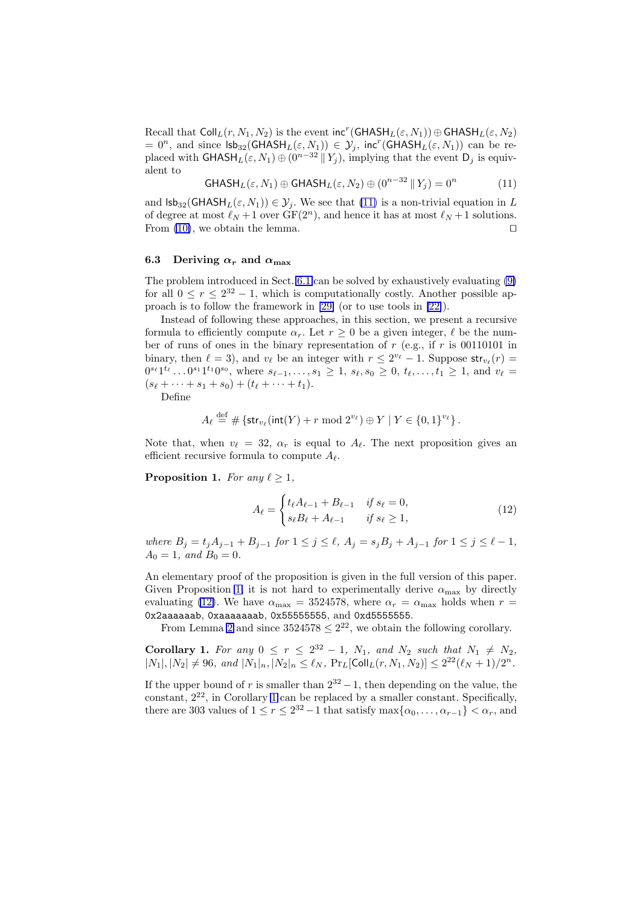Recall that $\mathsf{Coll}_L(r, N_1, N_2)$ is the event $\mathsf{inc}^r(\mathsf{GHASH}_L(\varepsilon, N_1)) \oplus \mathsf{GHASH}_L(\varepsilon, N_2) = 0^n$, and since $\mathsf{lsb}_{32}(\mathsf{GHASH}_L(\varepsilon, N_1)) \in \mathcal{Y}_j$, $\mathsf{inc}^r(\mathsf{GHASH}_L(\varepsilon, N_1))$ can be replaced with $\mathsf{GHASH}_L(\varepsilon, N_1) \oplus (0^{n-32} \| Y_j)$, implying that the event $\mathsf{D}_j$ is equivalent to

$$\mathsf{GHASH}_L(\varepsilon, N_1) \oplus \mathsf{GHASH}_L(\varepsilon, N_2) \oplus (0^{n-32} \| Y_j) = 0^n \tag{11}$$

and $\mathsf{lsb}_{32}(\mathsf{GHASH}_L(\varepsilon, N_1)) \in \mathcal{Y}_j$. We see that (11) is a non-trivial equation in $L$ of degree at most $\ell_N + 1$ over $\mathrm{GF}(2^n)$, and hence it has at most $\ell_N + 1$ solutions. From (10), we obtain the lemma. □

### 6.3 Deriving $\alpha_r$ and $\alpha_{\max}$

The problem introduced in Sect. 6.1 can be solved by exhaustively evaluating (9) for all $0 \le r \le 2^{32} - 1$, which is computationally costly. Another possible approach is to follow the framework in [29] (or to use tools in [22]).

Instead of following these approaches, in this section, we present a recursive formula to efficiently compute $\alpha_r$. Let $r \ge 0$ be a given integer, $\ell$ be the number of runs of ones in the binary representation of $r$ (e.g., if $r$ is 00110101 in binary, then $\ell = 3$), and $v_\ell$ be an integer with $r \le 2^{v_\ell} - 1$. Suppose $\mathsf{str}_{v_\ell}(r) = 0^{s_\ell} 1^{t_\ell} \ldots 0^{s_1} 1^{t_1} 0^{s_0}$, where $s_{\ell-1}, \ldots, s_1 \ge 1$, $s_\ell, s_0 \ge 0$, $t_\ell, \ldots, t_1 \ge 1$, and $v_\ell = (s_\ell + \cdots + s_1 + s_0) + (t_\ell + \cdots + t_1)$.

Define

$$A_\ell \stackrel{\text{def}}{=} \# \{\mathsf{str}_{v_\ell}(\mathsf{int}(Y) + r \bmod 2^{v_\ell}) \oplus Y \mid Y \in \{0,1\}^{v_\ell}\}.$$

Note that, when $v_\ell = 32$, $\alpha_r$ is equal to $A_\ell$. The next proposition gives an efficient recursive formula to compute $A_\ell$.

**Proposition 1.** *For any $\ell \ge 1$,*

$$A_\ell = \begin{cases} t_\ell A_{\ell-1} + B_{\ell-1} & \text{if } s_\ell = 0, \\ s_\ell B_\ell + A_{\ell-1} & \text{if } s_\ell \ge 1, \end{cases} \tag{12}$$

*where $B_j = t_j A_{j-1} + B_{j-1}$ for $1 \le j \le \ell$, $A_j = s_j B_j + A_{j-1}$ for $1 \le j \le \ell - 1$, $A_0 = 1$, and $B_0 = 0$.*

An elementary proof of the proposition is given in the full version of this paper. Given Proposition 1, it is not hard to experimentally derive $\alpha_{\max}$ by directly evaluating (12). We have $\alpha_{\max} = 3524578$, where $\alpha_r = \alpha_{\max}$ holds when $r =$ `0x2aaaaaab`, `0xaaaaaaab`, `0x55555555`, and `0xd5555555`.

From Lemma 2 and since $3524578 \le 2^{22}$, we obtain the following corollary.

**Corollary 1.** *For any $0 \le r \le 2^{32} - 1$, $N_1$, and $N_2$ such that $N_1 \ne N_2$, $|N_1|, |N_2| \ne 96$, and $|N_1|_n, |N_2|_n \le \ell_N$, $\Pr_L[\mathsf{Coll}_L(r, N_1, N_2)] \le 2^{22}(\ell_N + 1)/2^n$.*

If the upper bound of $r$ is smaller than $2^{32} - 1$, then depending on the value, the constant, $2^{22}$, in Corollary 1 can be replaced by a smaller constant. Specifically, there are 303 values of $1 \le r \le 2^{32} - 1$ that satisfy $\max\{\alpha_0, \ldots, \alpha_{r-1}\} < \alpha_r$, and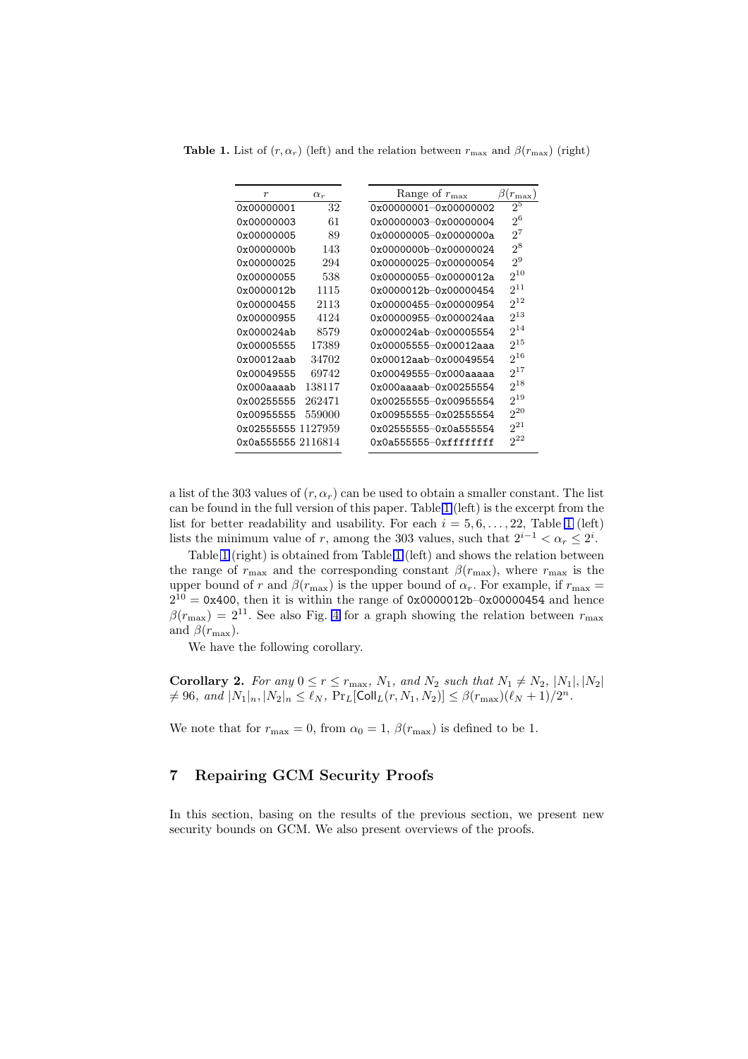**Table 1.** List of $(r, \alpha_r)$ (left) and the relation between $r_{\max}$ and $\beta(r_{\max})$ (right)

| $r$ | $\alpha_r$ |
|---|---|
| 0x00000001 | 32 |
| 0x00000003 | 61 |
| 0x00000005 | 89 |
| 0x0000000b | 143 |
| 0x00000025 | 294 |
| 0x00000055 | 538 |
| 0x0000012b | 1115 |
| 0x00000455 | 2113 |
| 0x00000955 | 4124 |
| 0x000024ab | 8579 |
| 0x00005555 | 17389 |
| 0x00012aab | 34702 |
| 0x00049555 | 69742 |
| 0x000aaaab | 138117 |
| 0x00255555 | 262471 |
| 0x00955555 | 559000 |
| 0x02555555 | 1127959 |
| 0x0a555555 | 2116814 |

| Range of $r_{\max}$ | $\beta(r_{\max})$ |
|---|---|
| 0x00000001–0x00000002 | $2^5$ |
| 0x00000003–0x00000004 | $2^6$ |
| 0x00000005–0x0000000a | $2^7$ |
| 0x0000000b–0x00000024 | $2^8$ |
| 0x00000025–0x00000054 | $2^9$ |
| 0x00000055–0x0000012a | $2^{10}$ |
| 0x0000012b–0x00000454 | $2^{11}$ |
| 0x00000455–0x00000954 | $2^{12}$ |
| 0x00000955–0x000024aa | $2^{13}$ |
| 0x000024ab–0x00005554 | $2^{14}$ |
| 0x00005555–0x00012aaa | $2^{15}$ |
| 0x00012aab–0x00049554 | $2^{16}$ |
| 0x00049555–0x000aaaaa | $2^{17}$ |
| 0x000aaaab–0x00255554 | $2^{18}$ |
| 0x00255555–0x00955554 | $2^{19}$ |
| 0x00955555–0x02555554 | $2^{20}$ |
| 0x02555555–0x0a555554 | $2^{21}$ |
| 0x0a555555–0xffffffff | $2^{22}$ |

a list of the 303 values of $(r, \alpha_r)$ can be used to obtain a smaller constant. The list can be found in the full version of this paper. Table 1 (left) is the excerpt from the list for better readability and usability. For each $i = 5, 6, \ldots, 22$, Table 1 (left) lists the minimum value of $r$, among the 303 values, such that $2^{i-1} < \alpha_r \leq 2^i$.

Table 1 (right) is obtained from Table 1 (left) and shows the relation between the range of $r_{\max}$ and the corresponding constant $\beta(r_{\max})$, where $r_{\max}$ is the upper bound of $r$ and $\beta(r_{\max})$ is the upper bound of $\alpha_r$. For example, if $r_{\max} = 2^{10} =$ 0x400, then it is within the range of 0x0000012b–0x00000454 and hence $\beta(r_{\max}) = 2^{11}$. See also Fig. 4 for a graph showing the relation between $r_{\max}$ and $\beta(r_{\max})$.

We have the following corollary.

**Corollary 2.** *For any $0 \leq r \leq r_{\max}$, $N_1$, and $N_2$ such that $N_1 \neq N_2$, $|N_1|, |N_2| \neq 96$, and $|N_1|_n, |N_2|_n \leq \ell_N$, $\Pr_L[\mathsf{Coll}_L(r, N_1, N_2)] \leq \beta(r_{\max})(\ell_N + 1)/2^n$.*

We note that for $r_{\max} = 0$, from $\alpha_0 = 1$, $\beta(r_{\max})$ is defined to be 1.

## 7 Repairing GCM Security Proofs

In this section, basing on the results of the previous section, we present new security bounds on GCM. We also present overviews of the proofs.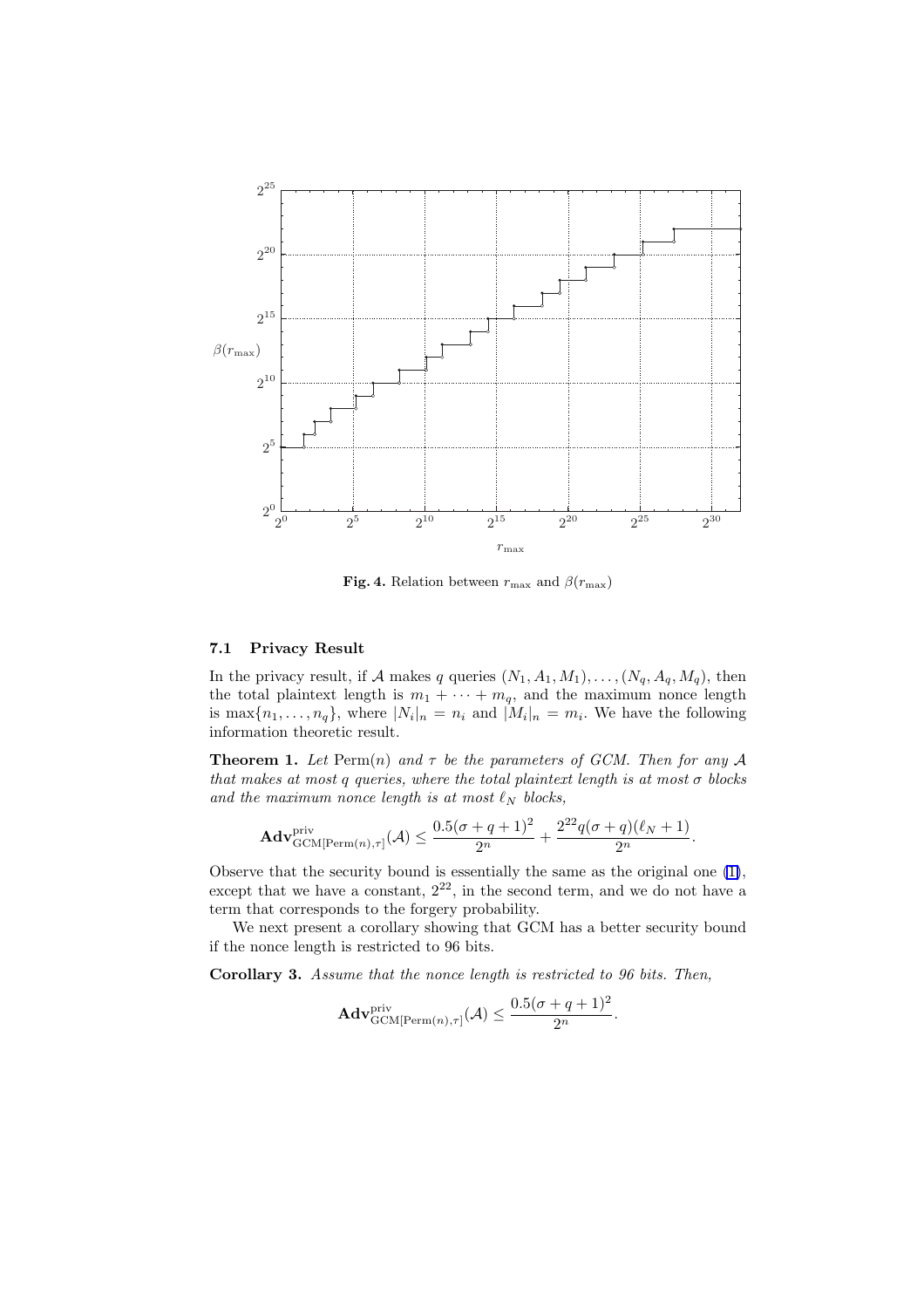**Fig. 4.** Relation between $r_{\max}$ and $\beta(r_{\max})$

### 7.1 Privacy Result

In the privacy result, if $\mathcal{A}$ makes $q$ queries $(N_1, A_1, M_1), \ldots, (N_q, A_q, M_q)$, then the total plaintext length is $m_1 + \cdots + m_q$, and the maximum nonce length is $\max\{n_1, \ldots, n_q\}$, where $|N_i|_n = n_i$ and $|M_i|_n = m_i$. We have the following information theoretic result.

**Theorem 1.** *Let* $\mathrm{Perm}(n)$ *and* $\tau$ *be the parameters of GCM. Then for any* $\mathcal{A}$ *that makes at most* $q$ *queries, where the total plaintext length is at most* $\sigma$ *blocks and the maximum nonce length is at most* $\ell_N$ *blocks,*

$$\mathbf{Adv}^{\mathrm{priv}}_{\mathrm{GCM}[\mathrm{Perm}(n),\tau]}(\mathcal{A}) \leq \frac{0.5(\sigma + q + 1)^2}{2^n} + \frac{2^{22} q(\sigma + q)(\ell_N + 1)}{2^n}.$$

Observe that the security bound is essentially the same as the original one (1), except that we have a constant, $2^{22}$, in the second term, and we do not have a term that corresponds to the forgery probability.

We next present a corollary showing that GCM has a better security bound if the nonce length is restricted to 96 bits.

**Corollary 3.** *Assume that the nonce length is restricted to 96 bits. Then,*

$$\mathbf{Adv}^{\mathrm{priv}}_{\mathrm{GCM}[\mathrm{Perm}(n),\tau]}(\mathcal{A}) \leq \frac{0.5(\sigma + q + 1)^2}{2^n}.$$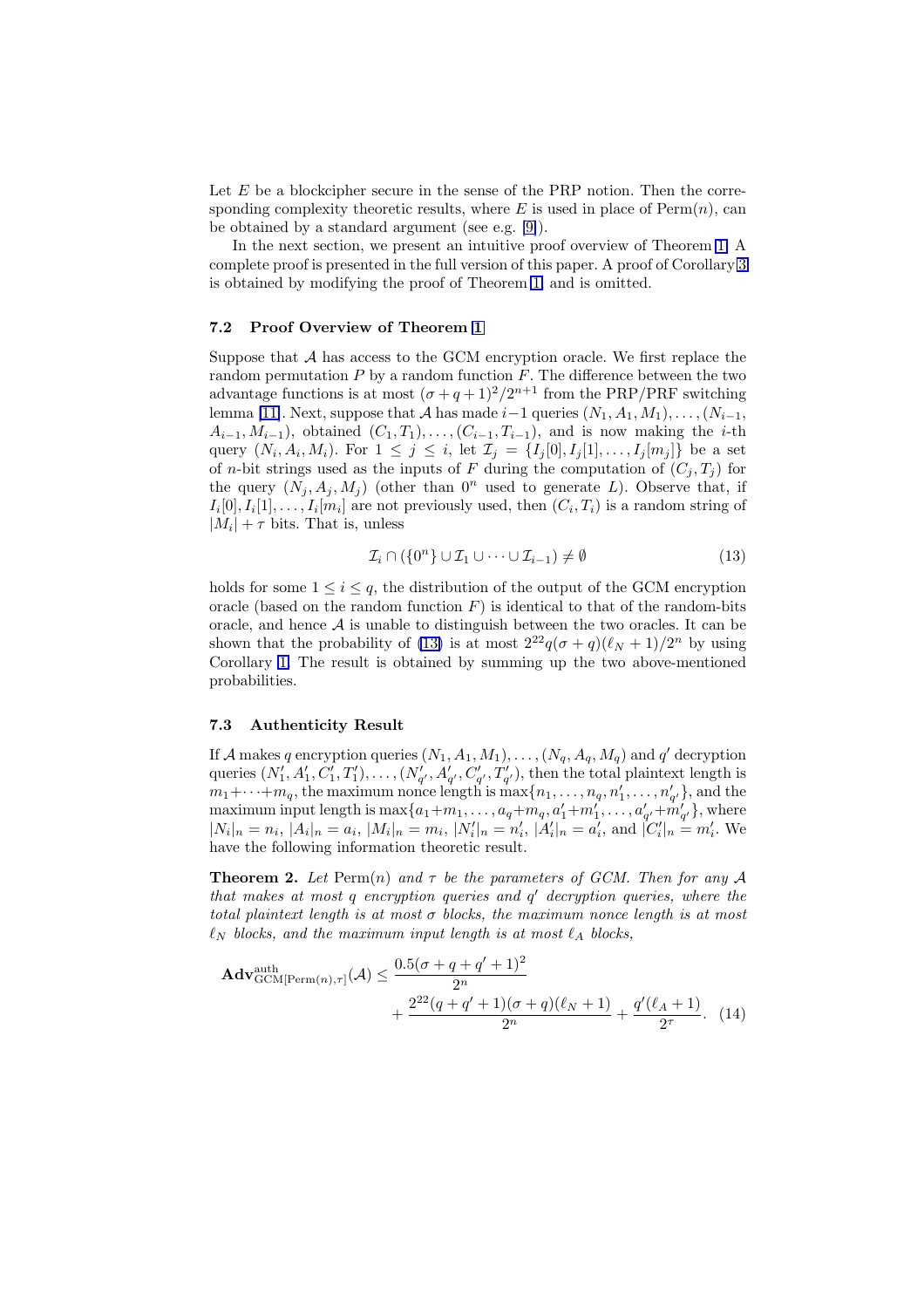Let $E$ be a blockcipher secure in the sense of the PRP notion. Then the corresponding complexity theoretic results, where $E$ is used in place of $\mathrm{Perm}(n)$, can be obtained by a standard argument (see e.g. [9]).

In the next section, we present an intuitive proof overview of Theorem 1. A complete proof is presented in the full version of this paper. A proof of Corollary 3 is obtained by modifying the proof of Theorem 1, and is omitted.

### 7.2 Proof Overview of Theorem 1

Suppose that $\mathcal{A}$ has access to the GCM encryption oracle. We first replace the random permutation $P$ by a random function $F$. The difference between the two advantage functions is at most $(\sigma+q+1)^2/2^{n+1}$ from the PRP/PRF switching lemma [11]. Next, suppose that $\mathcal{A}$ has made $i-1$ queries $(N_1, A_1, M_1), \ldots, (N_{i-1}, A_{i-1}, M_{i-1})$, obtained $(C_1, T_1), \ldots, (C_{i-1}, T_{i-1})$, and is now making the $i$-th query $(N_i, A_i, M_i)$. For $1 \le j \le i$, let $\mathcal{I}_j = \{I_j[0], I_j[1], \ldots, I_j[m_j]\}$ be a set of $n$-bit strings used as the inputs of $F$ during the computation of $(C_j, T_j)$ for the query $(N_j, A_j, M_j)$ (other than $0^n$ used to generate $L$). Observe that, if $I_i[0], I_i[1], \ldots, I_i[m_i]$ are not previously used, then $(C_i, T_i)$ is a random string of $|M_i| + \tau$ bits. That is, unless

$$\mathcal{I}_i \cap (\{0^n\} \cup \mathcal{I}_1 \cup \cdots \cup \mathcal{I}_{i-1}) \neq \emptyset \tag{13}$$

holds for some $1 \le i \le q$, the distribution of the output of the GCM encryption oracle (based on the random function $F$) is identical to that of the random-bits oracle, and hence $\mathcal{A}$ is unable to distinguish between the two oracles. It can be shown that the probability of (13) is at most $2^{22}q(\sigma+q)(\ell_N+1)/2^n$ by using Corollary 1. The result is obtained by summing up the two above-mentioned probabilities.

### 7.3 Authenticity Result

If $\mathcal{A}$ makes $q$ encryption queries $(N_1, A_1, M_1), \ldots, (N_q, A_q, M_q)$ and $q'$ decryption queries $(N'_1, A'_1, C'_1, T'_1), \ldots, (N'_{q'}, A'_{q'}, C'_{q'}, T'_{q'})$, then the total plaintext length is $m_1+\cdots+m_q$, the maximum nonce length is $\max\{n_1, \ldots, n_q, n'_1, \ldots, n'_{q'}\}$, and the maximum input length is $\max\{a_1+m_1, \ldots, a_q+m_q, a'_1+m'_1, \ldots, a'_{q'}+m'_{q'}\}$, where $|N_i|_n = n_i$, $|A_i|_n = a_i$, $|M_i|_n = m_i$, $|N'_i|_n = n'_i$, $|A'_i|_n = a'_i$, and $|C'_i|_n = m'_i$. We have the following information theoretic result.

**Theorem 2.** *Let* $\mathrm{Perm}(n)$ *and* $\tau$ *be the parameters of GCM. Then for any* $\mathcal{A}$ *that makes at most* $q$ *encryption queries and* $q'$ *decryption queries, where the total plaintext length is at most* $\sigma$ *blocks, the maximum nonce length is at most* $\ell_N$ *blocks, and the maximum input length is at most* $\ell_A$ *blocks,*

$$\mathbf{Adv}^{\mathrm{auth}}_{\mathrm{GCM}[\mathrm{Perm}(n),\tau]}(\mathcal{A}) \le \frac{0.5(\sigma+q+q'+1)^2}{2^n} + \frac{2^{22}(q+q'+1)(\sigma+q)(\ell_N+1)}{2^n} + \frac{q'(\ell_A+1)}{2^\tau}. \tag{14}$$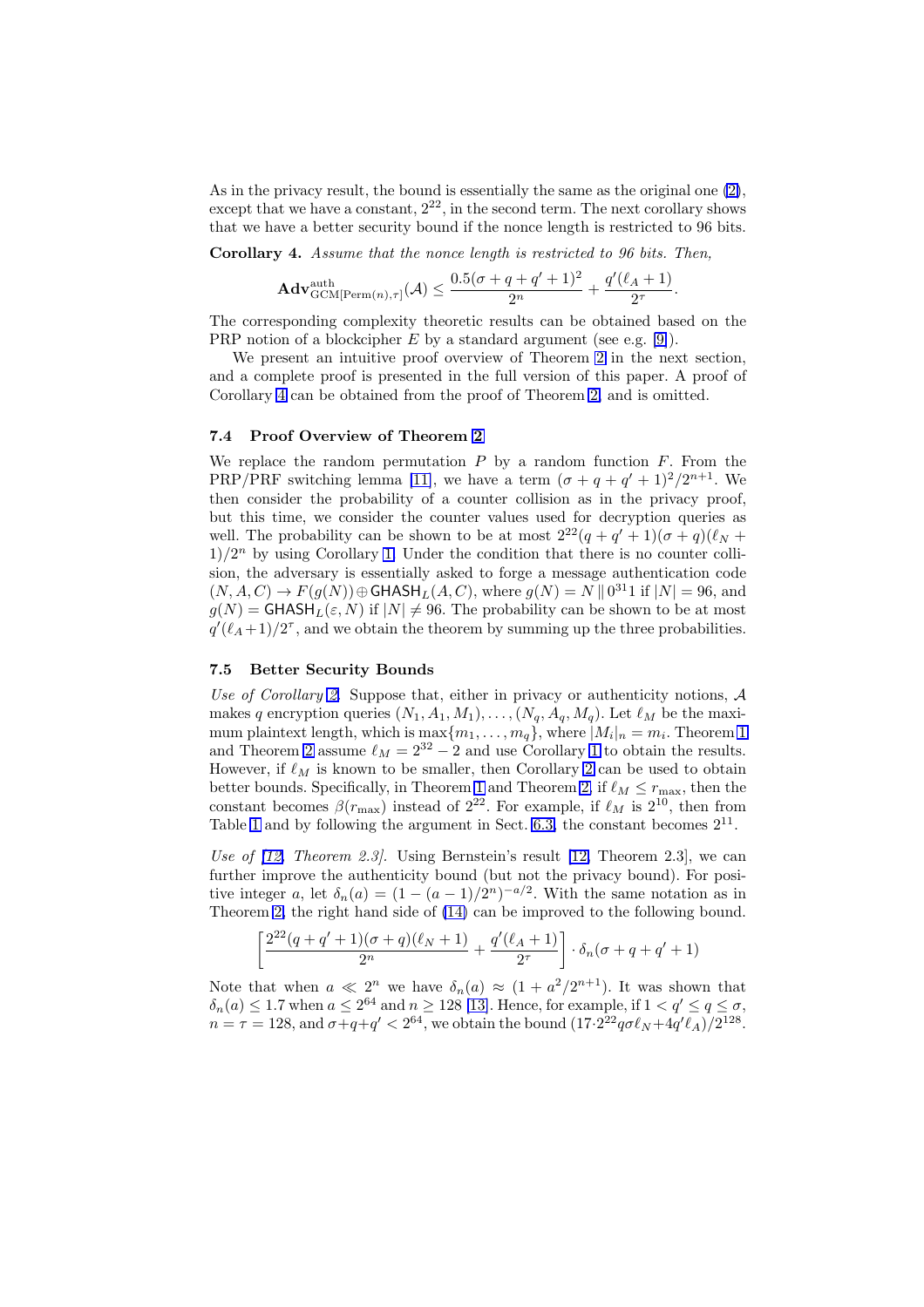As in the privacy result, the bound is essentially the same as the original one (2), except that we have a constant, $2^{22}$, in the second term. The next corollary shows that we have a better security bound if the nonce length is restricted to 96 bits.

**Corollary 4.** *Assume that the nonce length is restricted to 96 bits. Then,*

$$\mathbf{Adv}^{\mathrm{auth}}_{\mathrm{GCM}[\mathrm{Perm}(n),\tau]}(\mathcal{A}) \leq \frac{0.5(\sigma+q+q'+1)^2}{2^n} + \frac{q'(\ell_A+1)}{2^\tau}.$$

The corresponding complexity theoretic results can be obtained based on the PRP notion of a blockcipher $E$ by a standard argument (see e.g. [9]).

We present an intuitive proof overview of Theorem 2 in the next section, and a complete proof is presented in the full version of this paper. A proof of Corollary 4 can be obtained from the proof of Theorem 2, and is omitted.

### 7.4 Proof Overview of Theorem 2

We replace the random permutation $P$ by a random function $F$. From the PRP/PRF switching lemma [11], we have a term $(\sigma+q+q'+1)^2/2^{n+1}$. We then consider the probability of a counter collision as in the privacy proof, but this time, we consider the counter values used for decryption queries as well. The probability can be shown to be at most $2^{22}(q+q'+1)(\sigma+q)(\ell_N+1)/2^n$ by using Corollary 1. Under the condition that there is no counter collision, the adversary is essentially asked to forge a message authentication code $(N,A,C) \rightarrow F(g(N)) \oplus \mathsf{GHASH}_L(A,C)$, where $g(N) = N \,\|\, 0^{31}1$ if $|N| = 96$, and $g(N) = \mathsf{GHASH}_L(\varepsilon, N)$ if $|N| \neq 96$. The probability can be shown to be at most $q'(\ell_A+1)/2^\tau$, and we obtain the theorem by summing up the three probabilities.

### 7.5 Better Security Bounds

*Use of Corollary 2.* Suppose that, either in privacy or authenticity notions, $\mathcal{A}$ makes $q$ encryption queries $(N_1, A_1, M_1), \ldots, (N_q, A_q, M_q)$. Let $\ell_M$ be the maximum plaintext length, which is $\max\{m_1, \ldots, m_q\}$, where $|M_i|_n = m_i$. Theorem 1 and Theorem 2 assume $\ell_M = 2^{32} - 2$ and use Corollary 1 to obtain the results. However, if $\ell_M$ is known to be smaller, then Corollary 2 can be used to obtain better bounds. Specifically, in Theorem 1 and Theorem 2, if $\ell_M \leq r_{\max}$, then the constant becomes $\beta(r_{\max})$ instead of $2^{22}$. For example, if $\ell_M$ is $2^{10}$, then from Table 1 and by following the argument in Sect. 6.3, the constant becomes $2^{11}$.

*Use of [12, Theorem 2.3].* Using Bernstein's result [12, Theorem 2.3], we can further improve the authenticity bound (but not the privacy bound). For positive integer $a$, let $\delta_n(a) = (1-(a-1)/2^n)^{-a/2}$. With the same notation as in Theorem 2, the right hand side of (14) can be improved to the following bound.

$$\left[\frac{2^{22}(q+q'+1)(\sigma+q)(\ell_N+1)}{2^n} + \frac{q'(\ell_A+1)}{2^\tau}\right] \cdot \delta_n(\sigma+q+q'+1)$$

Note that when $a \ll 2^n$ we have $\delta_n(a) \approx (1 + a^2/2^{n+1})$. It was shown that $\delta_n(a) \leq 1.7$ when $a \leq 2^{64}$ and $n \geq 128$ [13]. Hence, for example, if $1 < q' \leq q \leq \sigma$, $n = \tau = 128$, and $\sigma+q+q' < 2^{64}$, we obtain the bound $(17 \cdot 2^{22} q\sigma\ell_N + 4q'\ell_A)/2^{128}$.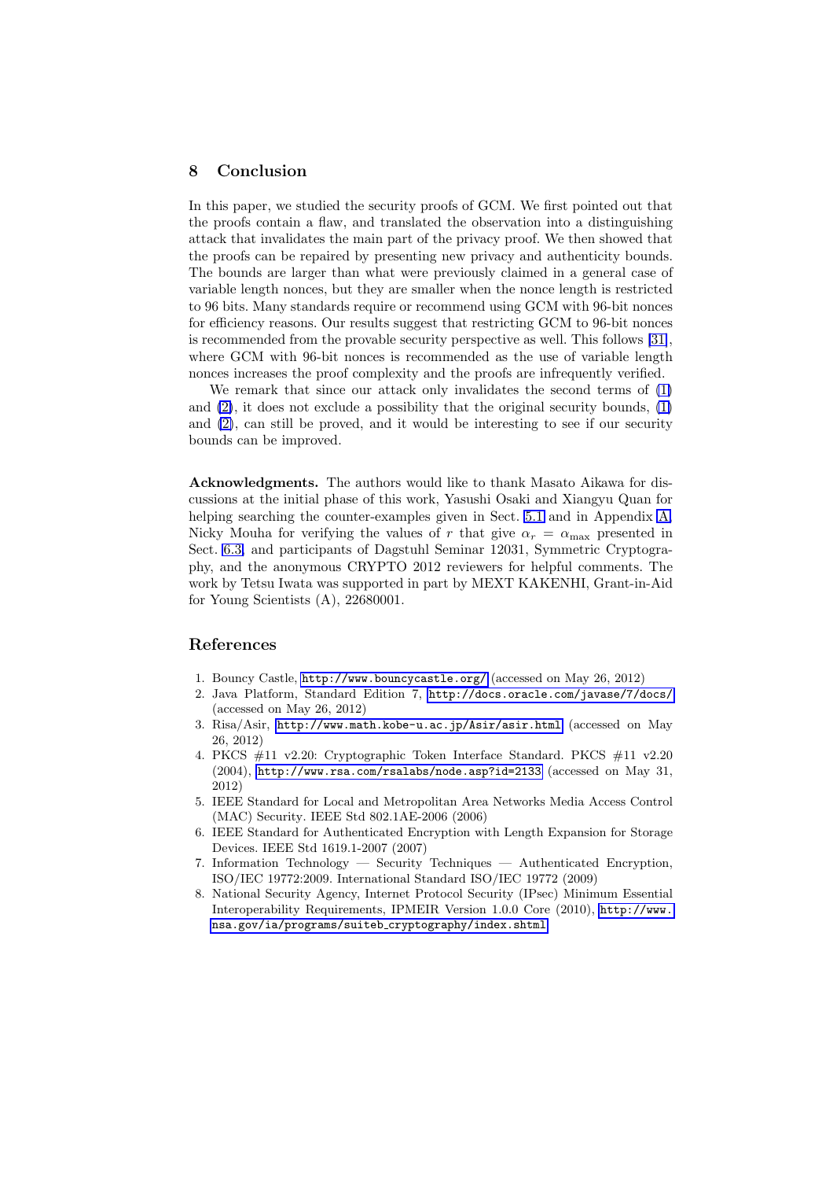## 8 Conclusion

In this paper, we studied the security proofs of GCM. We first pointed out that the proofs contain a flaw, and translated the observation into a distinguishing attack that invalidates the main part of the privacy proof. We then showed that the proofs can be repaired by presenting new privacy and authenticity bounds. The bounds are larger than what were previously claimed in a general case of variable length nonces, but they are smaller when the nonce length is restricted to 96 bits. Many standards require or recommend using GCM with 96-bit nonces for efficiency reasons. Our results suggest that restricting GCM to 96-bit nonces is recommended from the provable security perspective as well. This follows [31], where GCM with 96-bit nonces is recommended as the use of variable length nonces increases the proof complexity and the proofs are infrequently verified.

We remark that since our attack only invalidates the second terms of (1) and (2), it does not exclude a possibility that the original security bounds, (1) and (2), can still be proved, and it would be interesting to see if our security bounds can be improved.

**Acknowledgments.** The authors would like to thank Masato Aikawa for discussions at the initial phase of this work, Yasushi Osaki and Xiangyu Quan for helping searching the counter-examples given in Sect. 5.1 and in Appendix A, Nicky Mouha for verifying the values of $r$ that give $\alpha_r = \alpha_{\max}$ presented in Sect. 6.3, and participants of Dagstuhl Seminar 12031, Symmetric Cryptography, and the anonymous CRYPTO 2012 reviewers for helpful comments. The work by Tetsu Iwata was supported in part by MEXT KAKENHI, Grant-in-Aid for Young Scientists (A), 22680001.

## References

1. Bouncy Castle, http://www.bouncycastle.org/ (accessed on May 26, 2012)
2. Java Platform, Standard Edition 7, http://docs.oracle.com/javase/7/docs/ (accessed on May 26, 2012)
3. Risa/Asir, http://www.math.kobe-u.ac.jp/Asir/asir.html (accessed on May 26, 2012)
4. PKCS #11 v2.20: Cryptographic Token Interface Standard. PKCS #11 v2.20 (2004), http://www.rsa.com/rsalabs/node.asp?id=2133 (accessed on May 31, 2012)
5. IEEE Standard for Local and Metropolitan Area Networks Media Access Control (MAC) Security. IEEE Std 802.1AE-2006 (2006)
6. IEEE Standard for Authenticated Encryption with Length Expansion for Storage Devices. IEEE Std 1619.1-2007 (2007)
7. Information Technology — Security Techniques — Authenticated Encryption, ISO/IEC 19772:2009. International Standard ISO/IEC 19772 (2009)
8. National Security Agency, Internet Protocol Security (IPsec) Minimum Essential Interoperability Requirements, IPMEIR Version 1.0.0 Core (2010), http://www.nsa.gov/ia/programs/suiteb_cryptography/index.shtml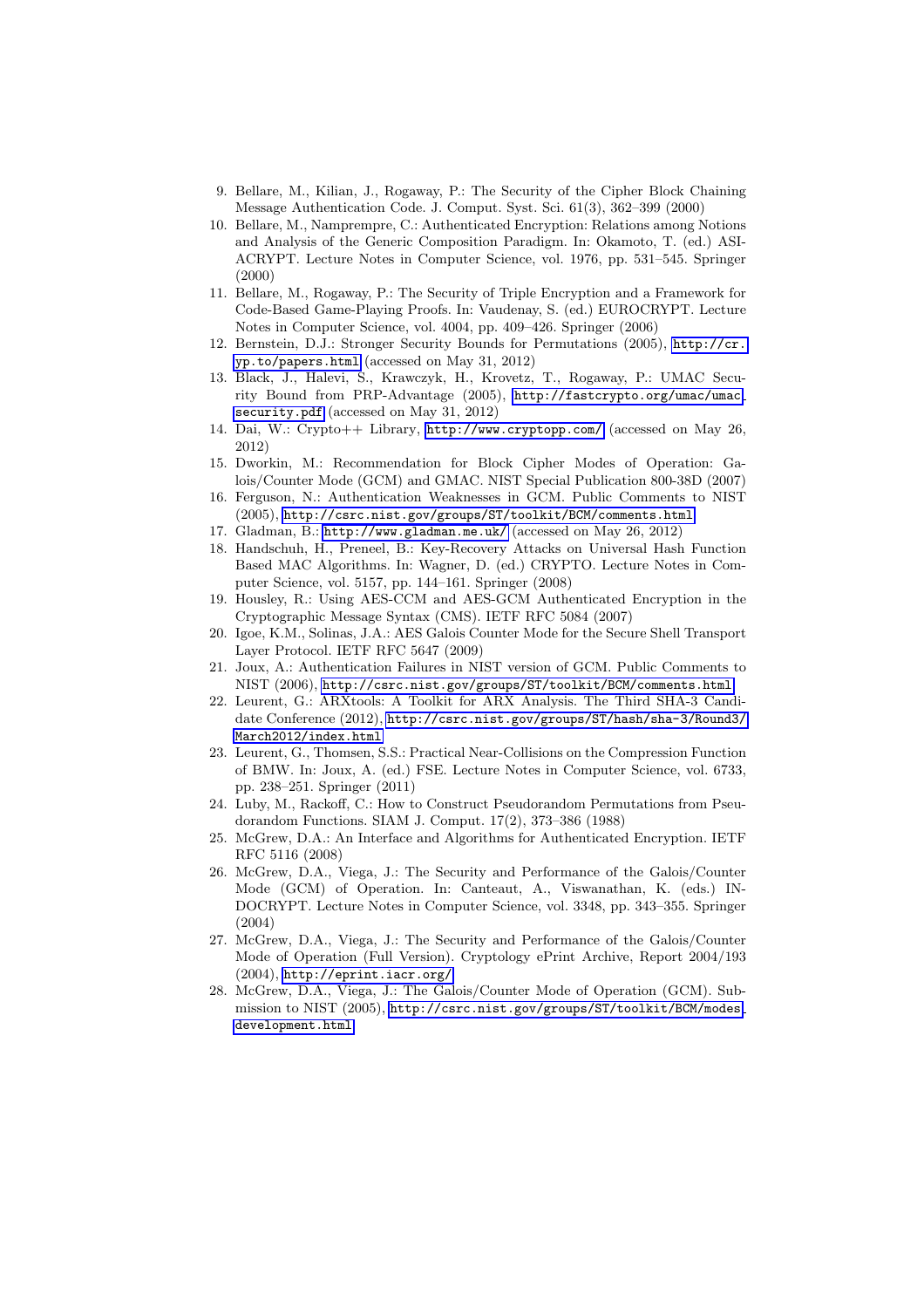9. Bellare, M., Kilian, J., Rogaway, P.: The Security of the Cipher Block Chaining Message Authentication Code. J. Comput. Syst. Sci. 61(3), 362–399 (2000)
10. Bellare, M., Namprempre, C.: Authenticated Encryption: Relations among Notions and Analysis of the Generic Composition Paradigm. In: Okamoto, T. (ed.) ASIACRYPT. Lecture Notes in Computer Science, vol. 1976, pp. 531–545. Springer (2000)
11. Bellare, M., Rogaway, P.: The Security of Triple Encryption and a Framework for Code-Based Game-Playing Proofs. In: Vaudenay, S. (ed.) EUROCRYPT. Lecture Notes in Computer Science, vol. 4004, pp. 409–426. Springer (2006)
12. Bernstein, D.J.: Stronger Security Bounds for Permutations (2005), http://cr.yp.to/papers.html (accessed on May 31, 2012)
13. Black, J., Halevi, S., Krawczyk, H., Krovetz, T., Rogaway, P.: UMAC Security Bound from PRP-Advantage (2005), http://fastcrypto.org/umac/umac_security.pdf (accessed on May 31, 2012)
14. Dai, W.: Crypto++ Library, http://www.cryptopp.com/ (accessed on May 26, 2012)
15. Dworkin, M.: Recommendation for Block Cipher Modes of Operation: Galois/Counter Mode (GCM) and GMAC. NIST Special Publication 800-38D (2007)
16. Ferguson, N.: Authentication Weaknesses in GCM. Public Comments to NIST (2005), http://csrc.nist.gov/groups/ST/toolkit/BCM/comments.html
17. Gladman, B.: http://www.gladman.me.uk/ (accessed on May 26, 2012)
18. Handschuh, H., Preneel, B.: Key-Recovery Attacks on Universal Hash Function Based MAC Algorithms. In: Wagner, D. (ed.) CRYPTO. Lecture Notes in Computer Science, vol. 5157, pp. 144–161. Springer (2008)
19. Housley, R.: Using AES-CCM and AES-GCM Authenticated Encryption in the Cryptographic Message Syntax (CMS). IETF RFC 5084 (2007)
20. Igoe, K.M., Solinas, J.A.: AES Galois Counter Mode for the Secure Shell Transport Layer Protocol. IETF RFC 5647 (2009)
21. Joux, A.: Authentication Failures in NIST version of GCM. Public Comments to NIST (2006), http://csrc.nist.gov/groups/ST/toolkit/BCM/comments.html
22. Leurent, G.: ARXtools: A Toolkit for ARX Analysis. The Third SHA-3 Candidate Conference (2012), http://csrc.nist.gov/groups/ST/hash/sha-3/Round3/March2012/index.html
23. Leurent, G., Thomsen, S.S.: Practical Near-Collisions on the Compression Function of BMW. In: Joux, A. (ed.) FSE. Lecture Notes in Computer Science, vol. 6733, pp. 238–251. Springer (2011)
24. Luby, M., Rackoff, C.: How to Construct Pseudorandom Permutations from Pseudorandom Functions. SIAM J. Comput. 17(2), 373–386 (1988)
25. McGrew, D.A.: An Interface and Algorithms for Authenticated Encryption. IETF RFC 5116 (2008)
26. McGrew, D.A., Viega, J.: The Security and Performance of the Galois/Counter Mode (GCM) of Operation. In: Canteaut, A., Viswanathan, K. (eds.) INDOCRYPT. Lecture Notes in Computer Science, vol. 3348, pp. 343–355. Springer (2004)
27. McGrew, D.A., Viega, J.: The Security and Performance of the Galois/Counter Mode of Operation (Full Version). Cryptology ePrint Archive, Report 2004/193 (2004), http://eprint.iacr.org/
28. McGrew, D.A., Viega, J.: The Galois/Counter Mode of Operation (GCM). Submission to NIST (2005), http://csrc.nist.gov/groups/ST/toolkit/BCM/modes_development.html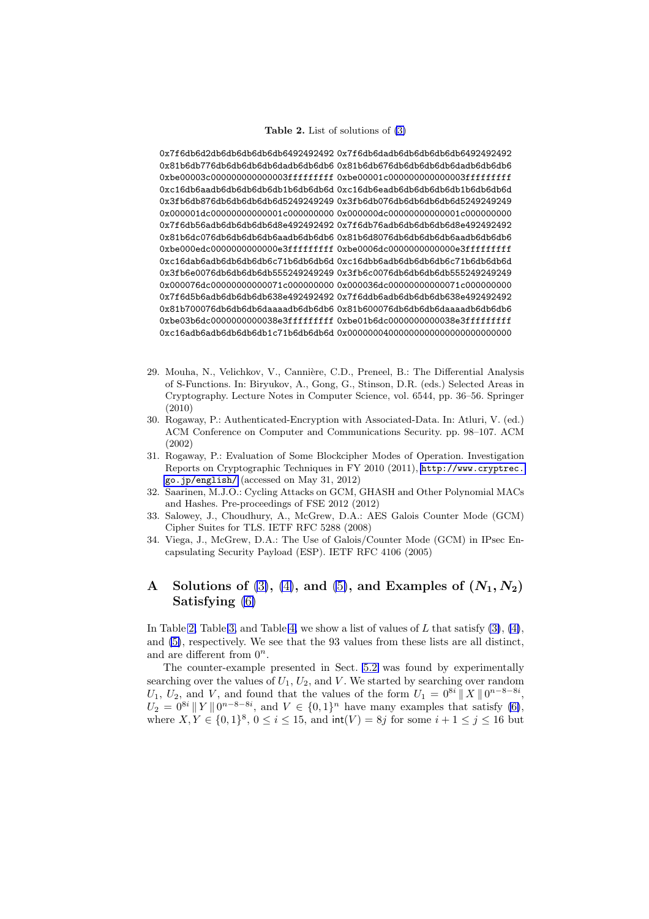**Table 2.** List of solutions of (3)

```
0x7f6db6d2db6db6db6db6db6492492492 0x7f6db6dadb6db6db6db6db6492492492
0x81b6db776db6db6db6db6dadb6db6db6 0x81b6db676db6db6db6db6dadb6db6db6
0xbe00003c000000000000003fffffffff 0xbe00001c000000000000003fffffffff
0xc16db6aadb6db6db6db6db1b6db6db6d 0xc16db6eadb6db6db6db6db1b6db6db6d
0x3fb6db876db6db6db6db6d5249249249 0x3fb6db076db6db6db6db6d5249249249
0x000001dc00000000000001c000000000 0x000000dc00000000000001c000000000
0x7f6db56adb6db6db6db6d8e492492492 0x7f6db76adb6db6db6db6d8e492492492
0x81b6dc076db6db6db6db6aadb6db6db6 0x81b6d8076db6db6db6db6aadb6db6db6
0xbe000edc0000000000000e3fffffffff 0xbe0006dc0000000000000e3fffffffff
0xc16dab6adb6db6db6db6c71b6db6db6d 0xc16dbb6adb6db6db6db6c71b6db6db6d
0x3fb6e0076db6db6db6db555249249249 0x3fb6c0076db6db6db6db555249249249
0x000076dc00000000000071c000000000 0x000036dc00000000000071c000000000
0x7f6d5b6adb6db6db6db638e492492492 0x7f6ddb6adb6db6db6db638e492492492
0x81b700076db6db6db6daaaadb6db6db6 0x81b600076db6db6db6daaaadb6db6db6
0xbe03b6dc0000000000038e3fffffffff 0xbe01b6dc0000000000038e3fffffffff
0xc16adb6adb6db6db6db1c71b6db6db6d 0x00000004000000000000000000000000
```

29. Mouha, N., Velichkov, V., Cannière, C.D., Preneel, B.: The Differential Analysis of S-Functions. In: Biryukov, A., Gong, G., Stinson, D.R. (eds.) Selected Areas in Cryptography. Lecture Notes in Computer Science, vol. 6544, pp. 36–56. Springer (2010)
30. Rogaway, P.: Authenticated-Encryption with Associated-Data. In: Atluri, V. (ed.) ACM Conference on Computer and Communications Security. pp. 98–107. ACM (2002)
31. Rogaway, P.: Evaluation of Some Blockcipher Modes of Operation. Investigation Reports on Cryptographic Techniques in FY 2010 (2011), http://www.cryptrec.go.jp/english/ (accessed on May 31, 2012)
32. Saarinen, M.J.O.: Cycling Attacks on GCM, GHASH and Other Polynomial MACs and Hashes. Pre-proceedings of FSE 2012 (2012)
33. Salowey, J., Choudhury, A., McGrew, D.A.: AES Galois Counter Mode (GCM) Cipher Suites for TLS. IETF RFC 5288 (2008)
34. Viega, J., McGrew, D.A.: The Use of Galois/Counter Mode (GCM) in IPsec Encapsulating Security Payload (ESP). IETF RFC 4106 (2005)

# A Solutions of (3), (4), and (5), and Examples of $(N_1, N_2)$ Satisfying (6)

In Table 2, Table 3, and Table 4, we show a list of values of $L$ that satisfy (3), (4), and (5), respectively. We see that the 93 values from these lists are all distinct, and are different from $0^n$.

The counter-example presented in Sect. 5.2 was found by experimentally searching over the values of $U_1$, $U_2$, and $V$. We started by searching over random $U_1$, $U_2$, and $V$, and found that the values of the form $U_1 = 0^{8i} \,\|\, X \,\|\, 0^{n-8-8i}$, $U_2 = 0^{8i} \,\|\, Y \,\|\, 0^{n-8-8i}$, and $V \in \{0,1\}^n$ have many examples that satisfy (6), where $X, Y \in \{0,1\}^8$, $0 \le i \le 15$, and $\mathsf{int}(V) = 8j$ for some $i + 1 \le j \le 16$ but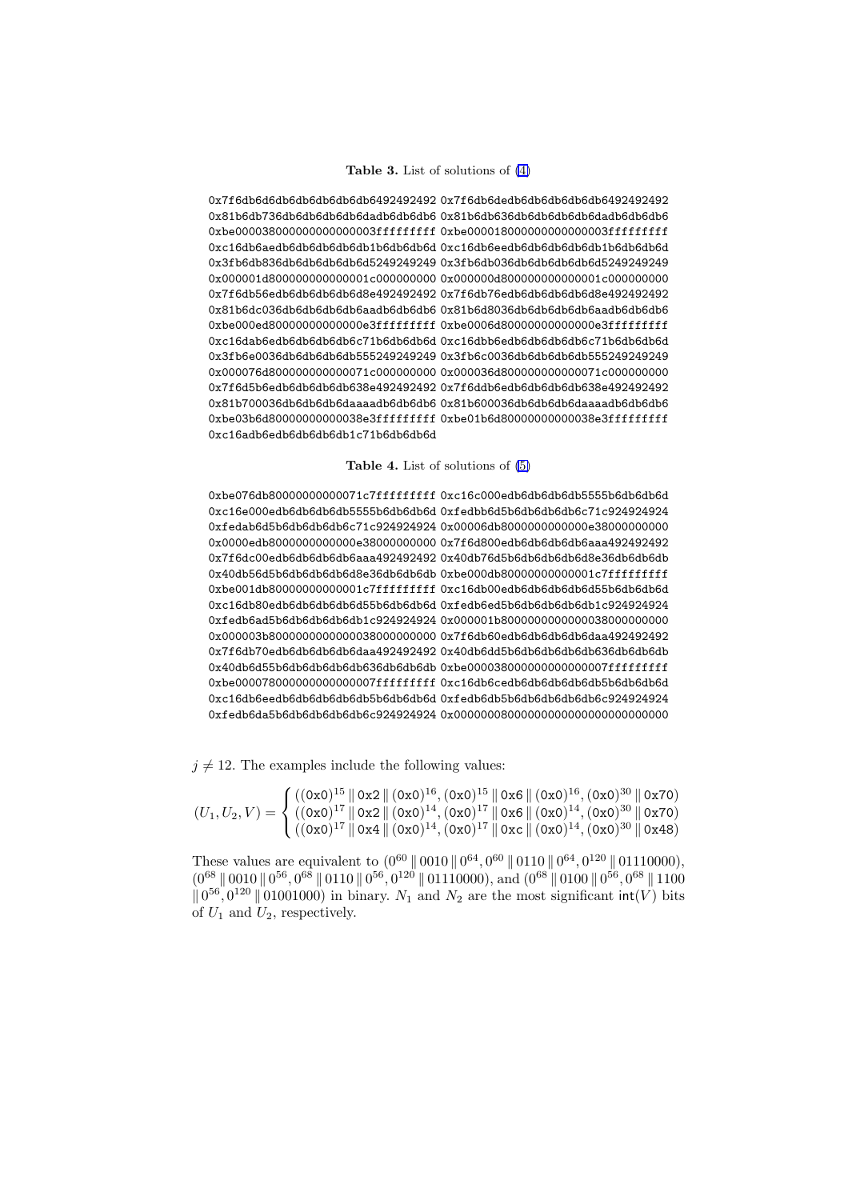**Table 3.** List of solutions of (4)

| | |
|---|---|
| 0x7f6db6d6db6db6db6db6db6492492492 | 0x7f6db6dedb6db6db6db6db6492492492 |
| 0x81b6db736db6db6db6db6dadb6db6db6 | 0x81b6db636db6db6db6db6dadb6db6db6 |
| 0xbe000038000000000000003fffffffff | 0xbe000018000000000000003fffffffff |
| 0xc16db6aedb6db6db6db6db1b6db6db6d | 0xc16db6eedb6db6db6db6db1b6db6db6d |
| 0x3fb6db836db6db6db6db6d5249249249 | 0x3fb6db036db6db6db6db6d5249249249 |
| 0x000001d800000000000001c000000000 | 0x000000d800000000000001c000000000 |
| 0x7f6db56edb6db6db6db6d8e492492492 | 0x7f6db76edb6db6db6db6d8e492492492 |
| 0x81b6dc036db6db6db6db6aadb6db6db6 | 0x81b6d8036db6db6db6db6aadb6db6db6 |
| 0xbe000ed80000000000000e3fffffffff | 0xbe0006d80000000000000e3fffffffff |
| 0xc16dab6edb6db6db6db6c71b6db6db6d | 0xc16dbb6edb6db6db6db6c71b6db6db6d |
| 0x3fb6e0036db6db6db6db555249249249 | 0x3fb6c0036db6db6db6db555249249249 |
| 0x000076d800000000000071c000000000 | 0x000036d800000000000071c000000000 |
| 0x7f6d5b6edb6db6db6db638e492492492 | 0x7f6ddb6edb6db6db6db638e492492492 |
| 0x81b700036db6db6db6daaaadb6db6db6 | 0x81b600036db6db6db6daaaadb6db6db6 |
| 0xbe03b6d80000000000038e3fffffffff | 0xbe01b6d80000000000038e3fffffffff |
| 0xc16adb6edb6db6db6db1c71b6db6db6d | |

**Table 4.** List of solutions of (5)

| | |
|---|---|
| 0xbe076db80000000000071c7fffffffff | 0xc16c000edb6db6db6db5555b6db6db6d |
| 0xc16e000edb6db6db6db5555b6db6db6d | 0xfedbb6d5b6db6db6db6c71c924924924 |
| 0xfedab6d5b6db6db6db6c71c924924924 | 0x00006db8000000000000e38000000000 |
| 0x0000edb8000000000000e38000000000 | 0x7f6d800edb6db6db6db6aaa492492492 |
| 0x7f6dc00edb6db6db6db6aaa492492492 | 0x40db76d5b6db6db6db6d8e36db6db6db |
| 0x40db56d5b6db6db6db6d8e36db6db6db | 0xbe000db800000000000001c7fffffffff |
| 0xbe001db800000000000001c7fffffffff | 0xc16db00edb6db6db6db6d55b6db6db6d |
| 0xc16db80edb6db6db6db6d55b6db6db6d | 0xfedb6ed5b6db6db6db6db1c924924924 |
| 0xfedb6ad5b6db6db6db6db1c924924924 | 0x000001b800000000000038000000000 |
| 0x000003b800000000000038000000000 | 0x7f6db60edb6db6db6db6daa492492492 |
| 0x7f6db70edb6db6db6db6daa492492492 | 0x40db6dd5b6db6db6db6db636db6db6db |
| 0x40db6d55b6db6db6db6db636db6db6db | 0xbe000038000000000000007fffffffff |
| 0xbe000078000000000000007fffffffff | 0xc16db6cedb6db6db6db6db5b6db6db6d |
| 0xc16db6eedb6db6db6db6db5b6db6db6d | 0xfedb6db5b6db6db6db6db6c924924924 |
| 0xfedb6da5b6db6db6db6db6c924924924 | 0x00000008000000000000000000000000 |

$j \neq 12$. The examples include the following values:

$$(U_1, U_2, V) = \begin{cases} ((\mathtt{0x0})^{15} \,\|\, \mathtt{0x2} \,\|\, (\mathtt{0x0})^{16}, (\mathtt{0x0})^{15} \,\|\, \mathtt{0x6} \,\|\, (\mathtt{0x0})^{16}, (\mathtt{0x0})^{30} \,\|\, \mathtt{0x70}) \\ ((\mathtt{0x0})^{17} \,\|\, \mathtt{0x2} \,\|\, (\mathtt{0x0})^{14}, (\mathtt{0x0})^{17} \,\|\, \mathtt{0x6} \,\|\, (\mathtt{0x0})^{14}, (\mathtt{0x0})^{30} \,\|\, \mathtt{0x70}) \\ ((\mathtt{0x0})^{17} \,\|\, \mathtt{0x4} \,\|\, (\mathtt{0x0})^{14}, (\mathtt{0x0})^{17} \,\|\, \mathtt{0xc} \,\|\, (\mathtt{0x0})^{14}, (\mathtt{0x0})^{30} \,\|\, \mathtt{0x48}) \end{cases}$$

These values are equivalent to $(0^{60} \,\|\, 0010 \,\|\, 0^{64}, 0^{60} \,\|\, 0110 \,\|\, 0^{64}, 0^{120} \,\|\, 01110000)$, $(0^{68} \,\|\, 0010 \,\|\, 0^{56}, 0^{68} \,\|\, 0110 \,\|\, 0^{56}, 0^{120} \,\|\, 01110000)$, and $(0^{68} \,\|\, 0100 \,\|\, 0^{56}, 0^{68} \,\|\, 1100 \,\|\, 0^{56}, 0^{120} \,\|\, 01001000)$ in binary. $N_1$ and $N_2$ are the most significant $\mathsf{int}(V)$ bits of $U_1$ and $U_2$, respectively.